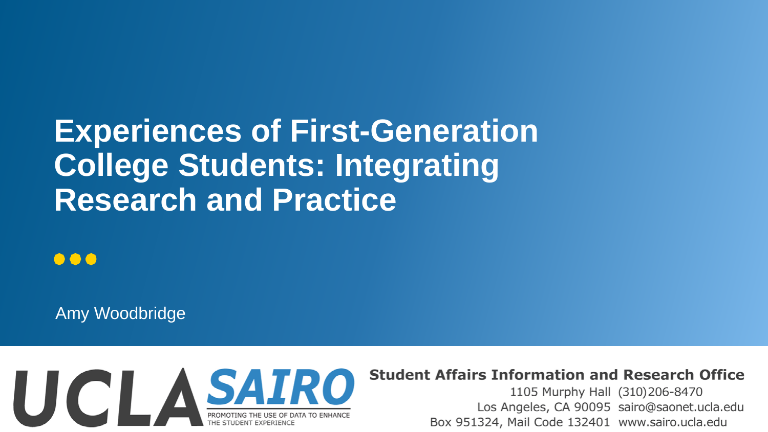# Experiences of First-Generation College Students: Integrating Research and Practice

Amy Woodbridge

UCLA SAIRO

PROMOTING THE USE OF DATA TO ENHANCE THE STUDENT EXPERIENCE

**Student Affairs Information and Research Office**

1105 Murphy Hall (310)206-8470
Los Angeles, CA 90095 sairo@saonet.ucla.edu
Box 951324, Mail Code 132401 www.sairo.ucla.edu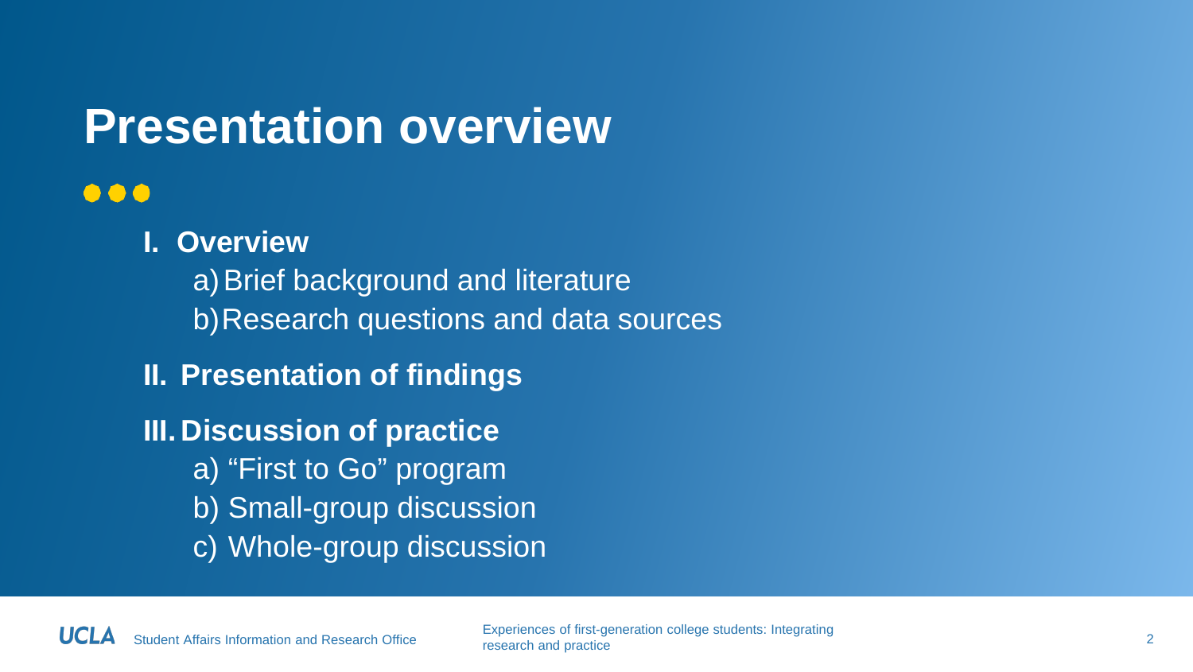# Presentation overview

**I. Overview**

a) Brief background and literature

b) Research questions and data sources

**II. Presentation of findings**

**III. Discussion of practice**

a) “First to Go” program

b) Small-group discussion

c) Whole-group discussion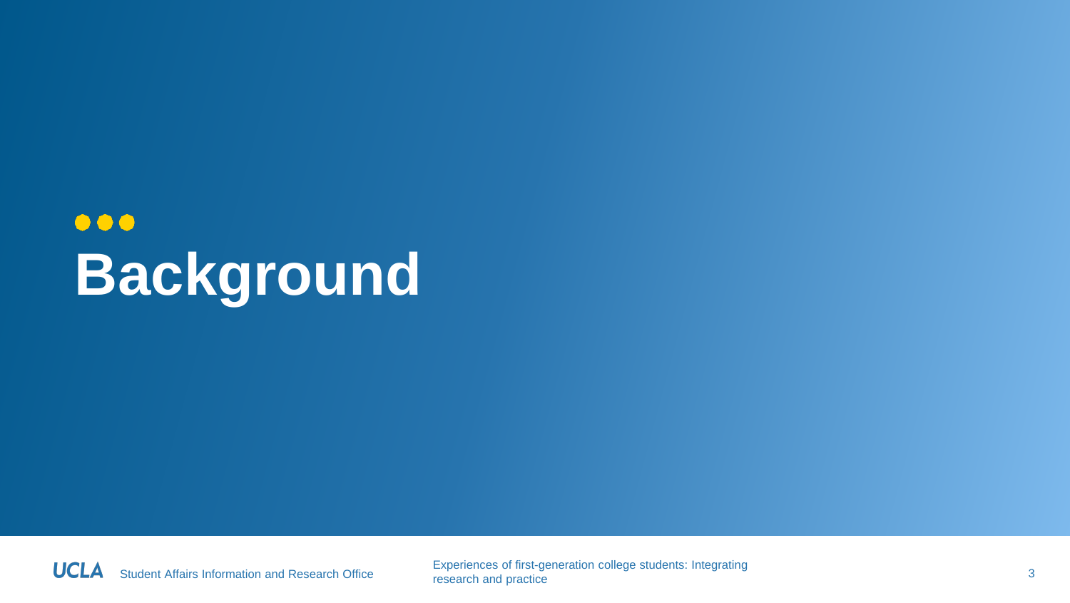# Background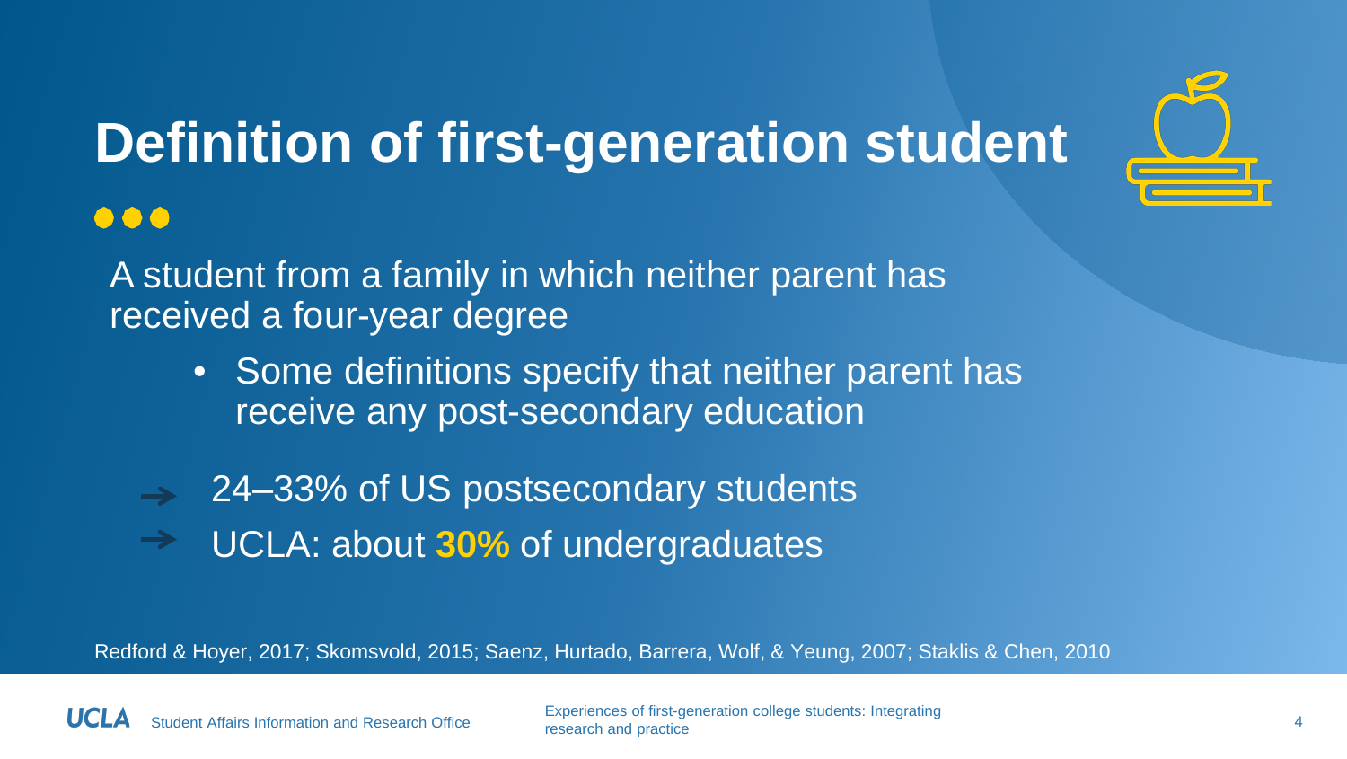# Definition of first-generation student

A student from a family in which neither parent has received a four-year degree

- Some definitions specify that neither parent has receive any post-secondary education

- 24–33% of US postsecondary students
- UCLA: about **30%** of undergraduates

Redford & Hoyer, 2017; Skomsvold, 2015; Saenz, Hurtado, Barrera, Wolf, & Yeung, 2007; Staklis & Chen, 2010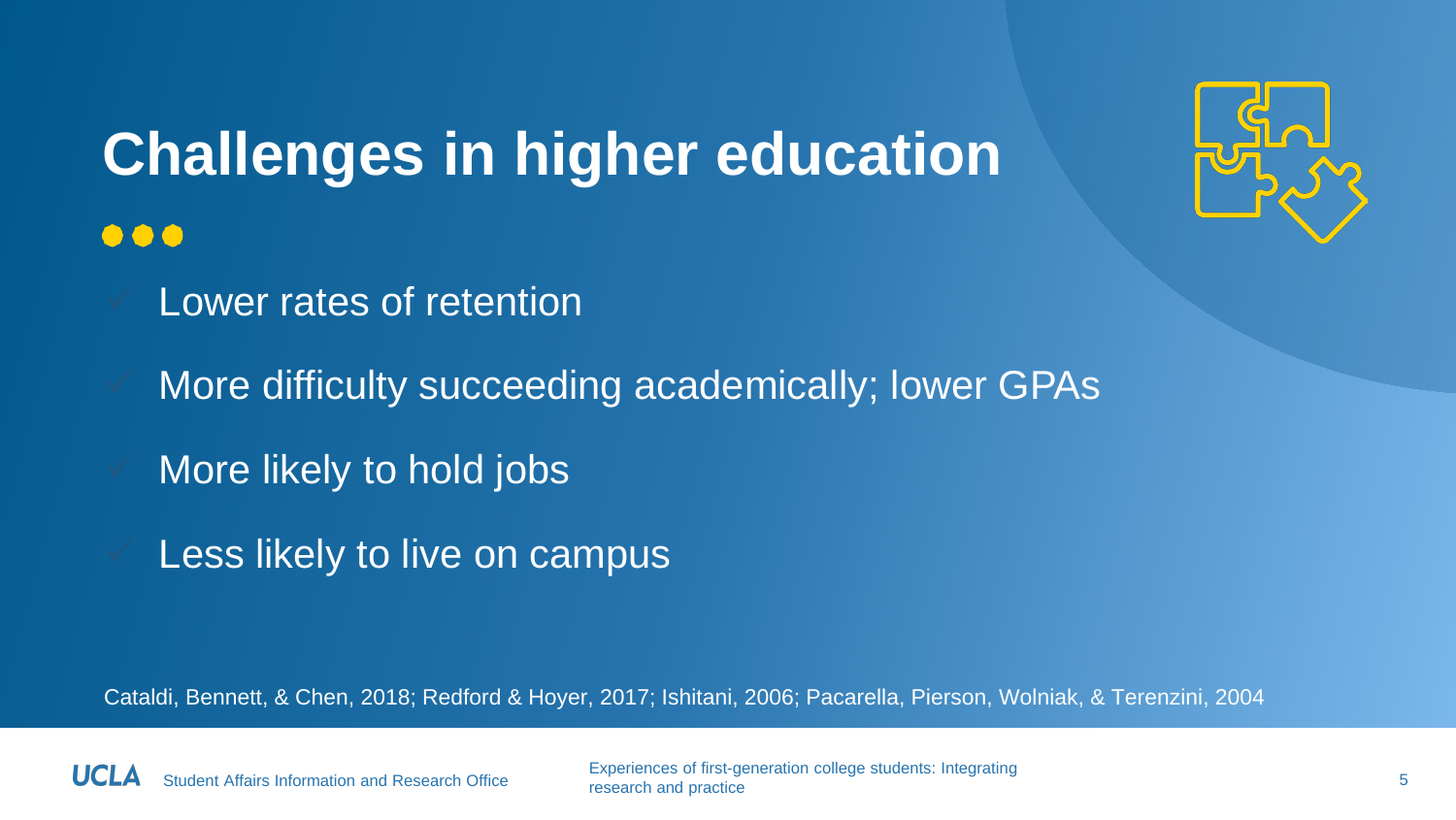# Challenges in higher education

- Lower rates of retention
- More difficulty succeeding academically; lower GPAs
- More likely to hold jobs
- Less likely to live on campus

Cataldi, Bennett, & Chen, 2018; Redford & Hoyer, 2017; Ishitani, 2006; Pacarella, Pierson, Wolniak, & Terenzini, 2004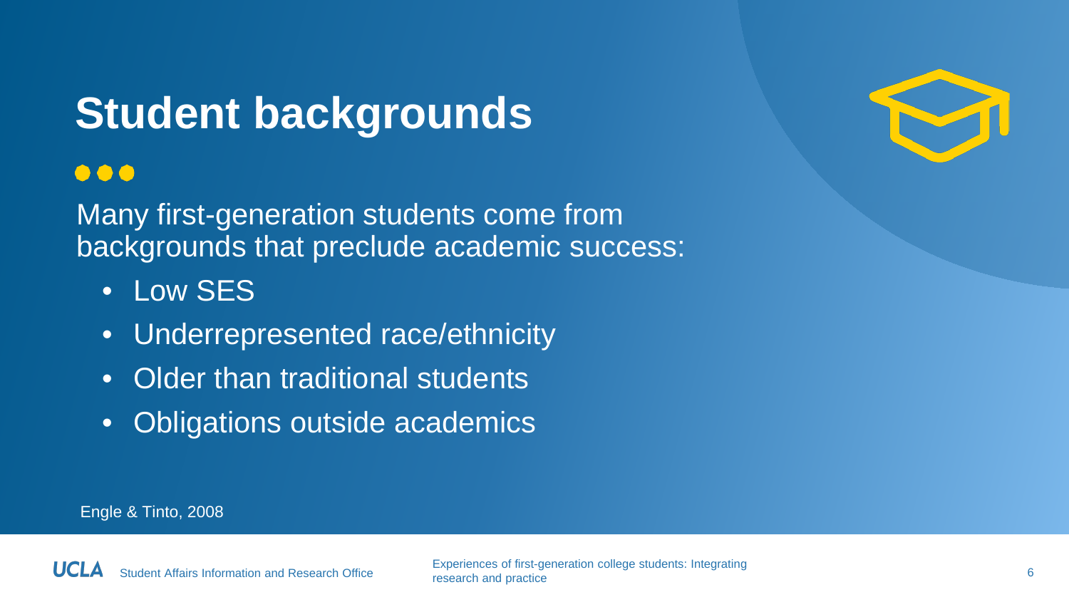# Student backgrounds

Many first-generation students come from backgrounds that preclude academic success:

- Low SES
- Underrepresented race/ethnicity
- Older than traditional students
- Obligations outside academics

Engle & Tinto, 2008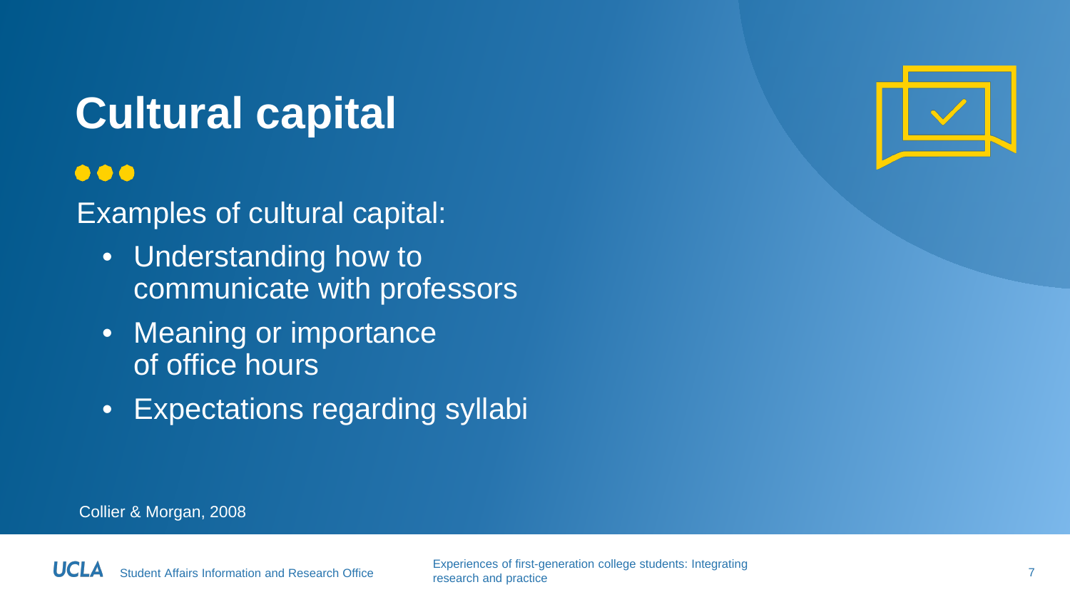# Cultural capital

Examples of cultural capital:

- Understanding how to communicate with professors
- Meaning or importance of office hours
- Expectations regarding syllabi

Collier & Morgan, 2008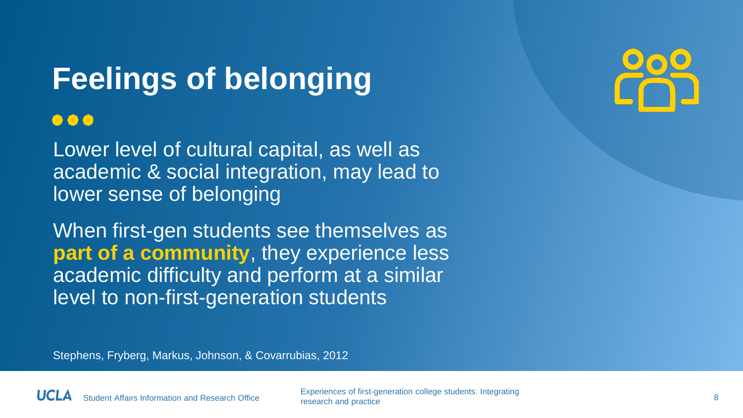# Feelings of belonging

Lower level of cultural capital, as well as academic & social integration, may lead to lower sense of belonging

When first-gen students see themselves as **part of a community**, they experience less academic difficulty and perform at a similar level to non-first-generation students

Stephens, Fryberg, Markus, Johnson, & Covarrubias, 2012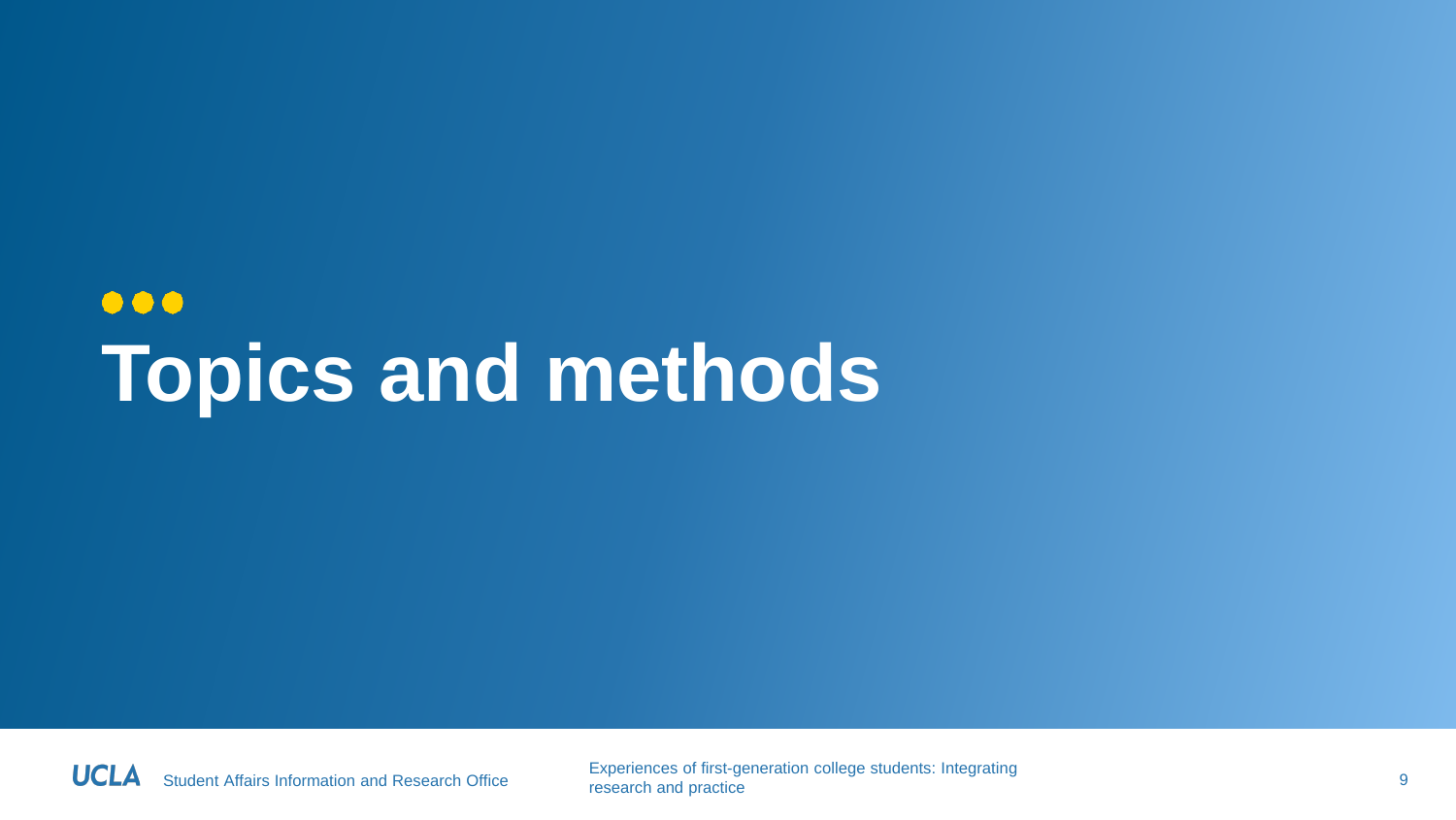# Topics and methods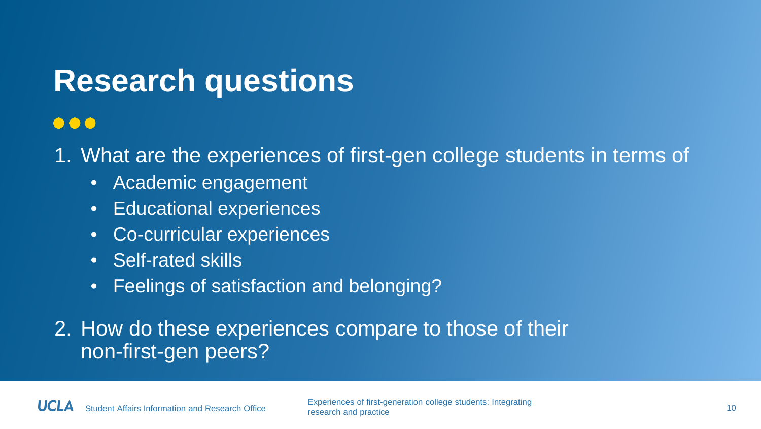# Research questions

1. What are the experiences of first-gen college students in terms of
   - Academic engagement
   - Educational experiences
   - Co-curricular experiences
   - Self-rated skills
   - Feelings of satisfaction and belonging?
2. How do these experiences compare to those of their non-first-gen peers?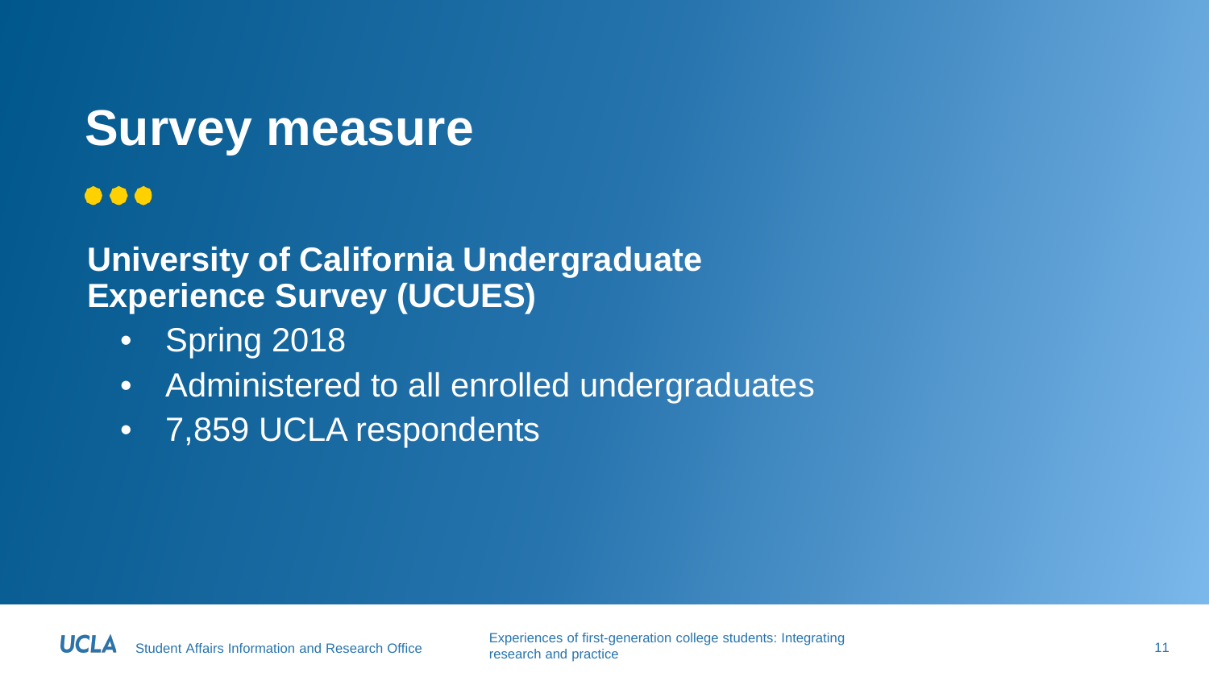# Survey measure

**University of California Undergraduate Experience Survey (UCUES)**

- Spring 2018
- Administered to all enrolled undergraduates
- 7,859 UCLA respondents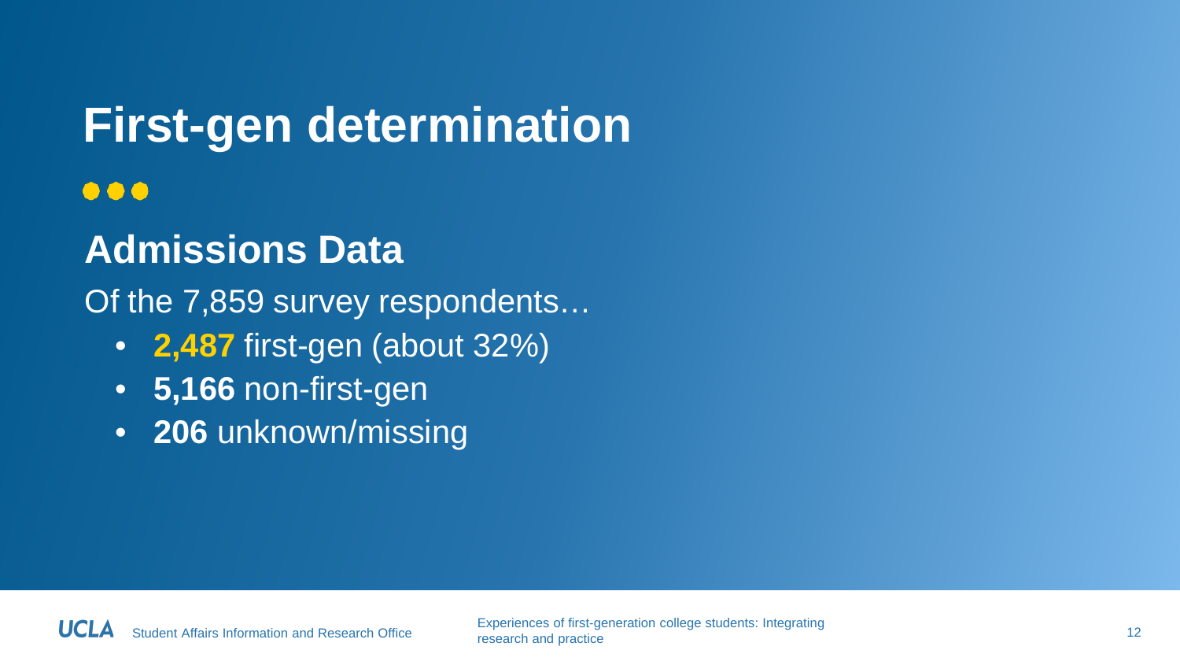# First-gen determination

## Admissions Data

Of the 7,859 survey respondents…

- **2,487** first-gen (about 32%)
- **5,166** non-first-gen
- **206** unknown/missing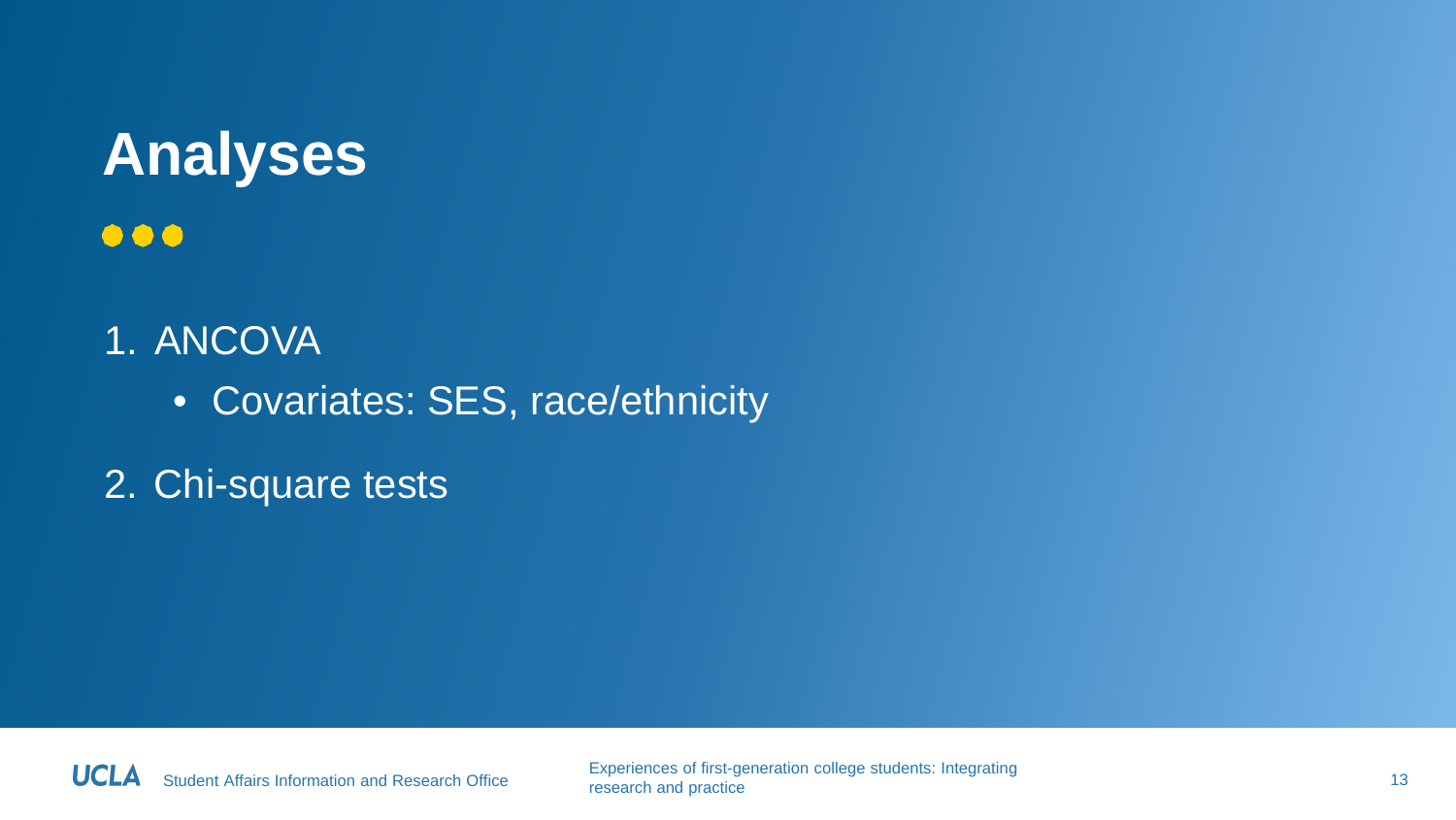# Analyses

1. ANCOVA
   - Covariates: SES, race/ethnicity
2. Chi-square tests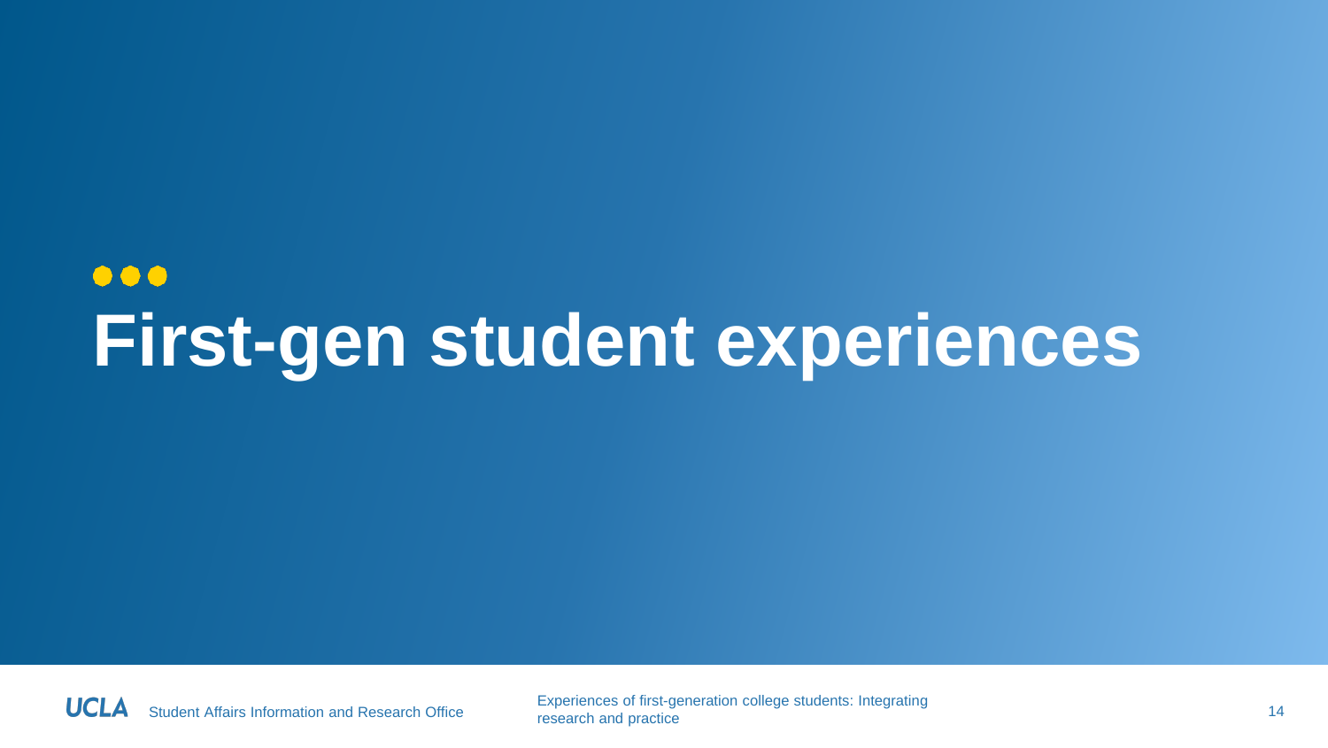# First-gen student experiences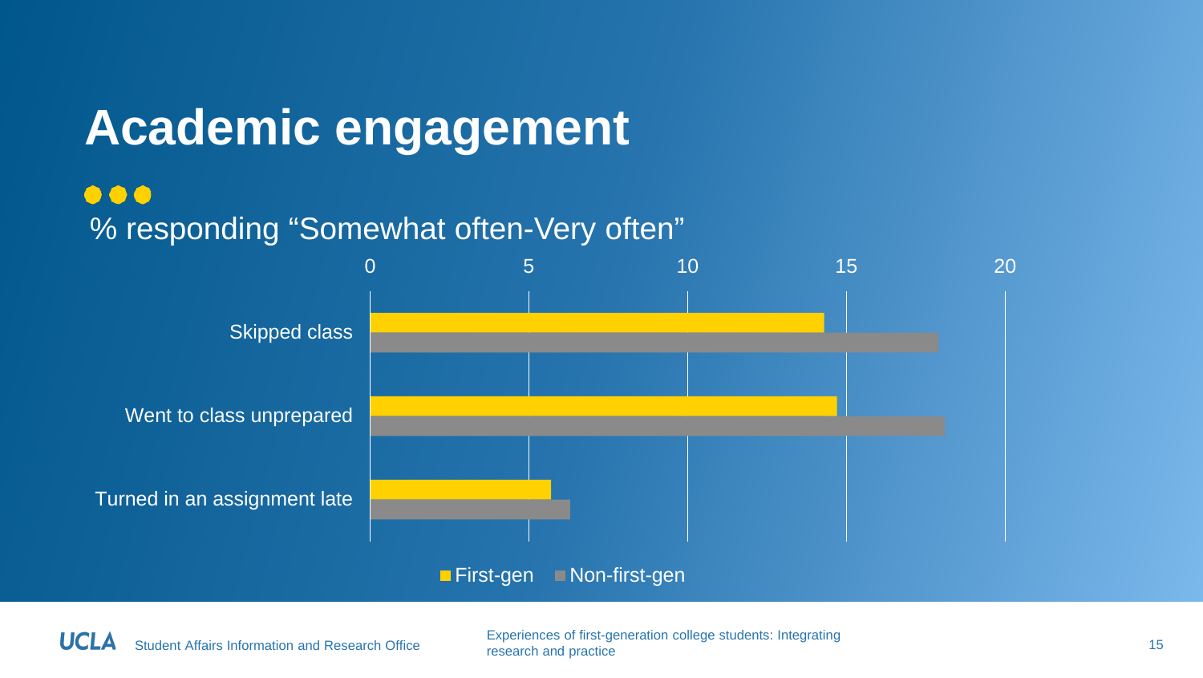# Academic engagement

% responding “Somewhat often-Very often”

| | First-gen | Non-first-gen |
|---|---|---|
| Skipped class | 14.3 | 17.9 |
| Went to class unprepared | 14.7 | 18.1 |
| Turned in an assignment late | 5.7 | 6.3 |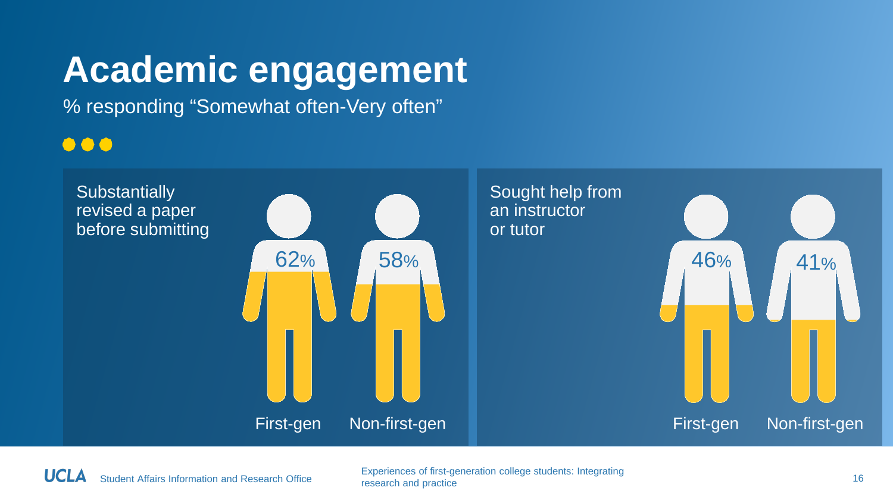# Academic engagement

% responding "Somewhat often-Very often"

**Substantially revised a paper before submitting**

| | First-gen | Non-first-gen |
|---|---|---|
| Substantially revised a paper before submitting | 62% | 58% |

**Sought help from an instructor or tutor**

| | First-gen | Non-first-gen |
|---|---|---|
| Sought help from an instructor or tutor | 46% | 41% |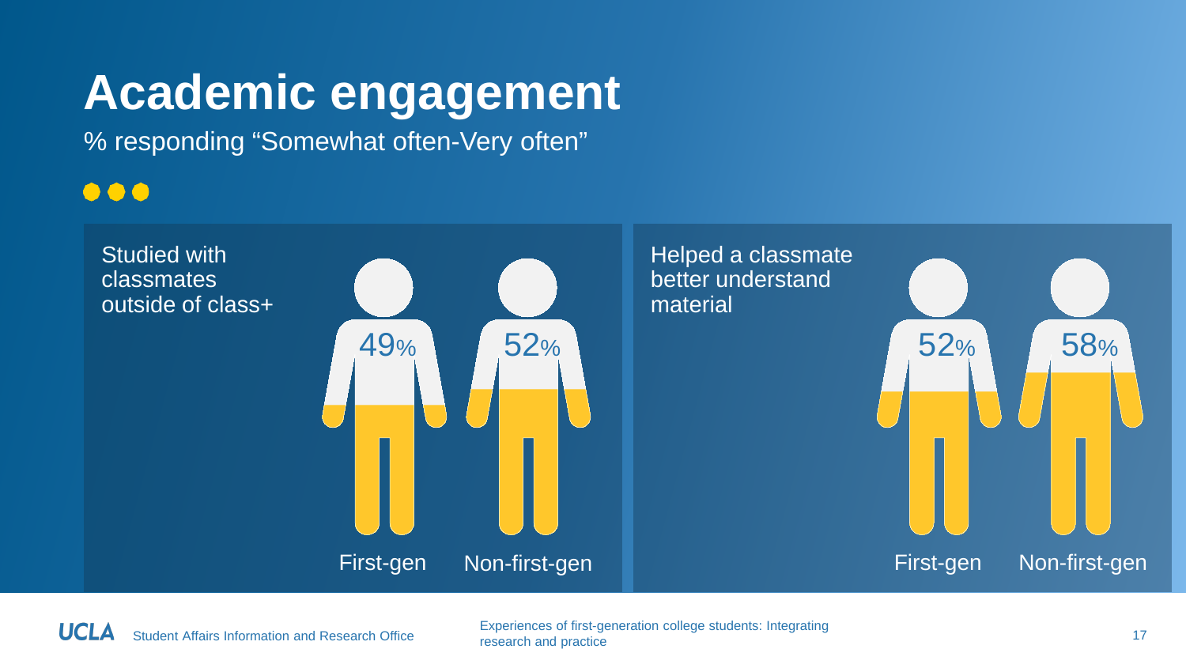# Academic engagement

% responding "Somewhat often-Very often"

| | First-gen | Non-first-gen |
|---|---|---|
| Studied with classmates outside of class+ | 49% | 52% |
| Helped a classmate better understand material | 52% | 58% |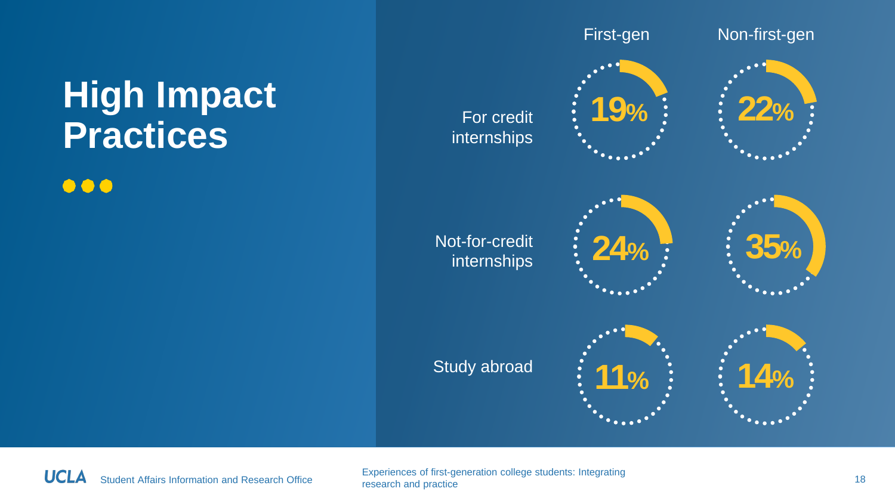# High Impact Practices

| | First-gen | Non-first-gen |
| --- | --- | --- |
| For credit internships | 19% | 22% |
| Not-for-credit internships | 24% | 35% |
| Study abroad | 11% | 14% |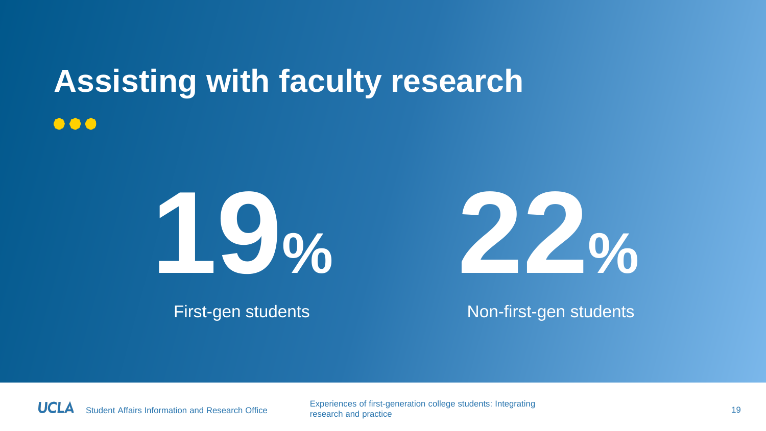# Assisting with faculty research

**19%**

First-gen students

**22%**

Non-first-gen students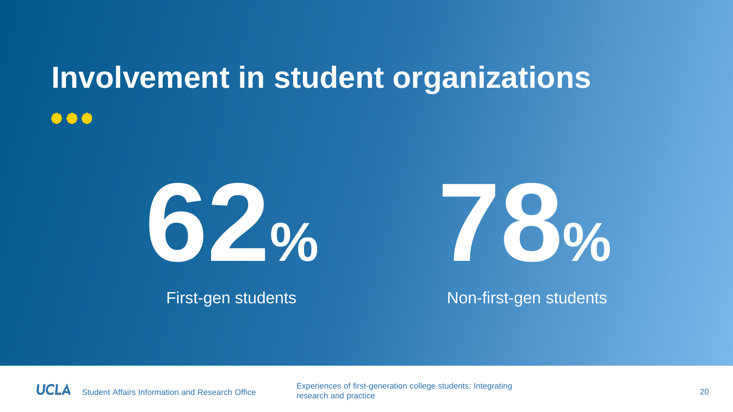# Involvement in student organizations

**62%**

First-gen students

**78%**

Non-first-gen students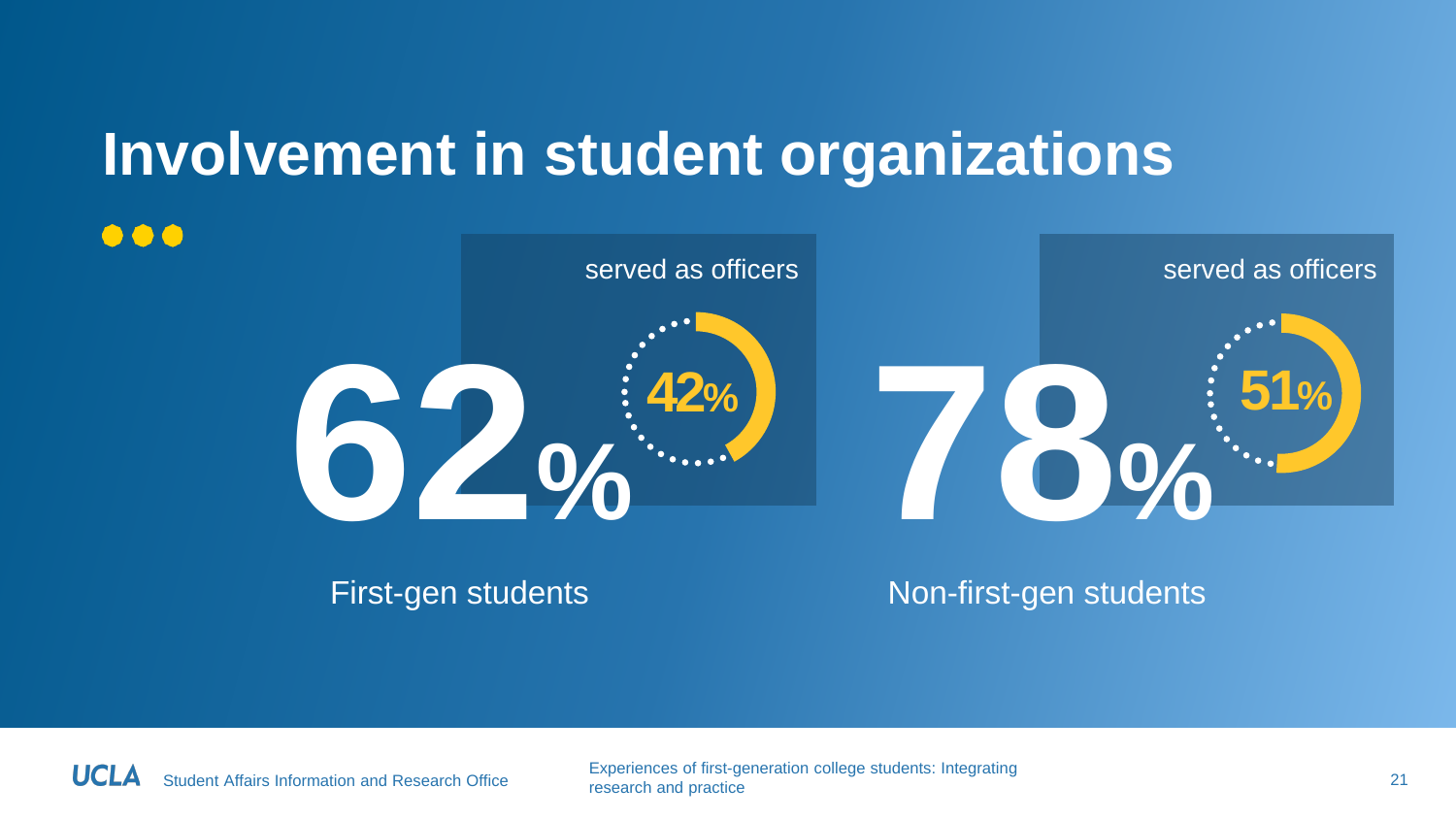# Involvement in student organizations

**62%**

served as officers

**42%**

First-gen students

**78%**

served as officers

**51%**

Non-first-gen students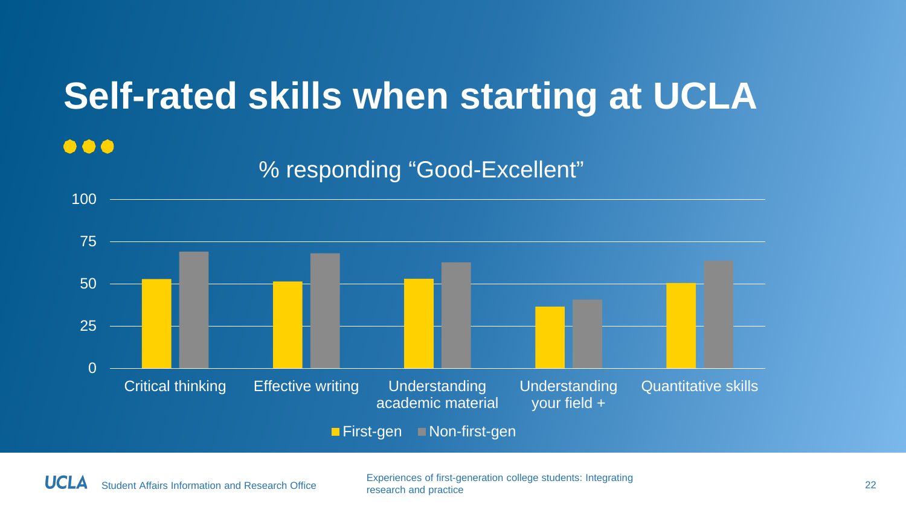# Self-rated skills when starting at UCLA

% responding "Good-Excellent"

| | First-gen | Non-first-gen |
|---|---|---|
| Critical thinking | 53 | 69 |
| Effective writing | 51 | 68 |
| Understanding academic material | 53 | 63 |
| Understanding your field + | 36 | 41 |
| Quantitative skills | 50 | 64 |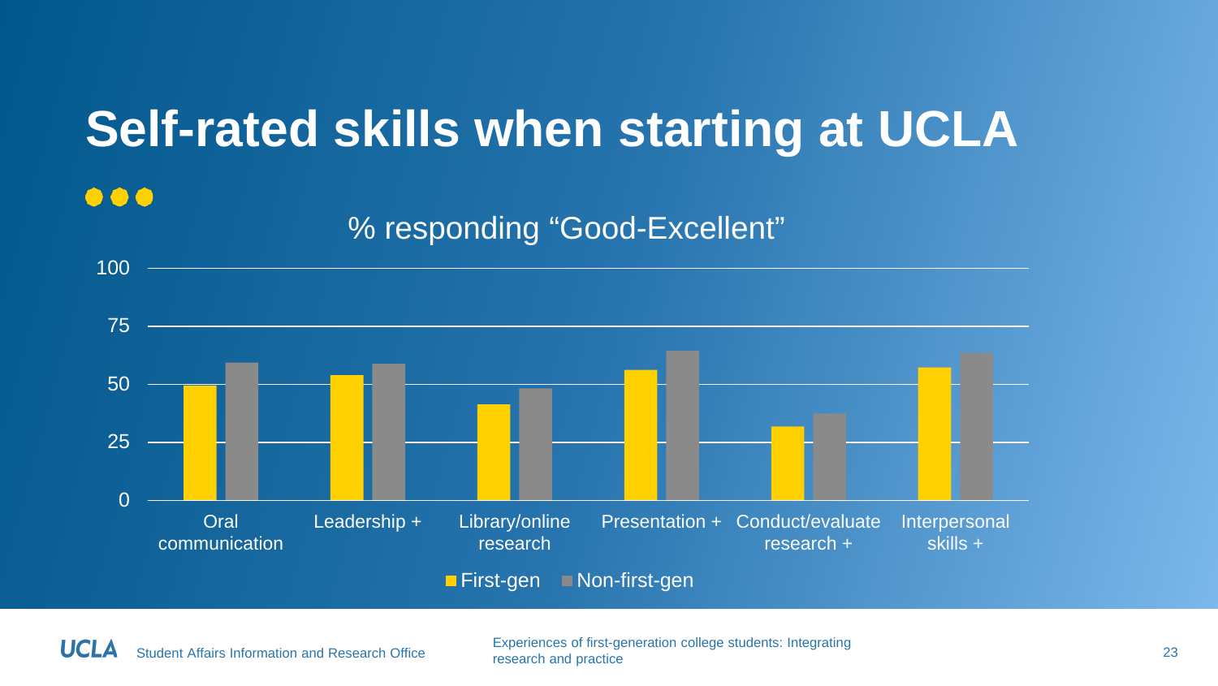# Self-rated skills when starting at UCLA

% responding "Good-Excellent"

| | First-gen | Non-first-gen |
|---|---|---|
| Oral communication | 49 | 59 |
| Leadership + | 54 | 59 |
| Library/online research | 41 | 48 |
| Presentation + | 56 | 64 |
| Conduct/evaluate research + | 32 | 37 |
| Interpersonal skills + | 57 | 63 |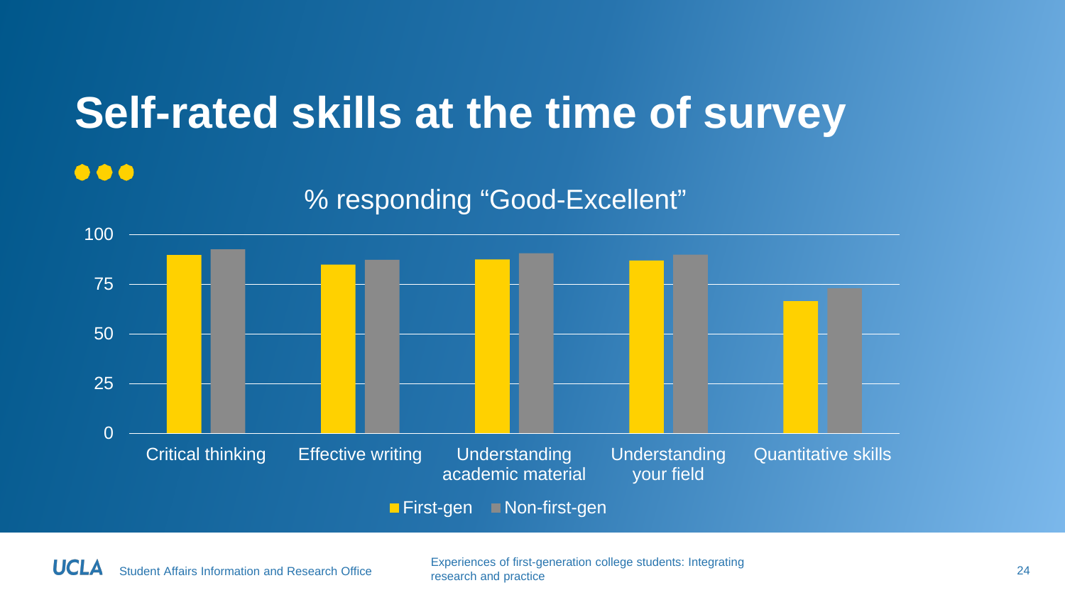# Self-rated skills at the time of survey

% responding "Good-Excellent"

| | First-gen | Non-first-gen |
|---|---|---|
| Critical thinking | ~90 | ~93 |
| Effective writing | ~85 | ~87 |
| Understanding academic material | ~87 | ~90 |
| Understanding your field | ~87 | ~90 |
| Quantitative skills | ~67 | ~73 |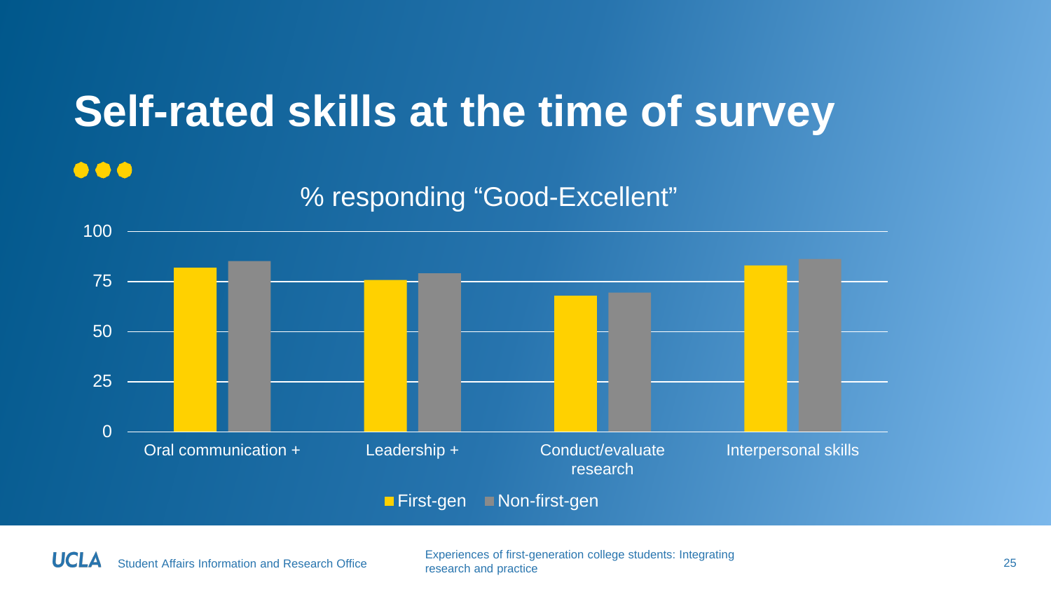# Self-rated skills at the time of survey

% responding "Good-Excellent"

- Oral communication +
- Leadership +
- Conduct/evaluate research
- Interpersonal skills

First-gen | Non-first-gen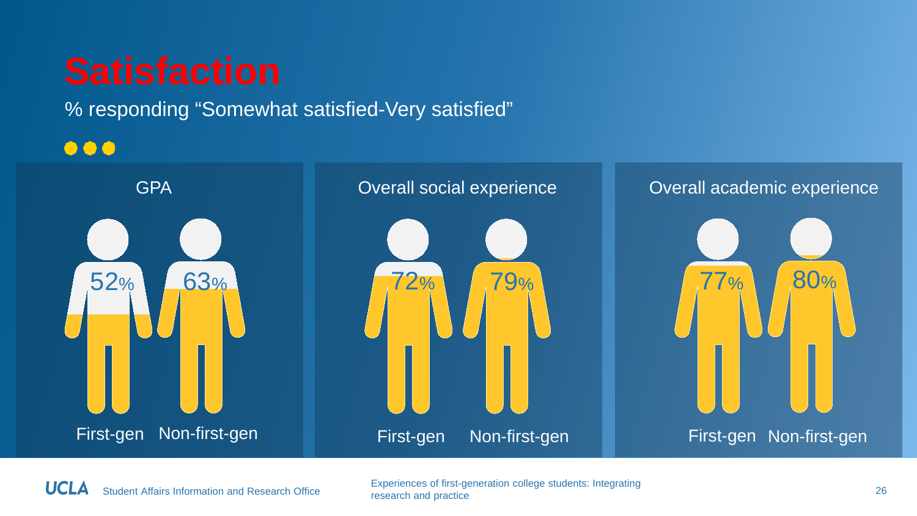# Satisfaction

% responding "Somewhat satisfied-Very satisfied"

| | First-gen | Non-first-gen |
|---|---|---|
| GPA | 52% | 63% |
| Overall social experience | 72% | 79% |
| Overall academic experience | 77% | 80% |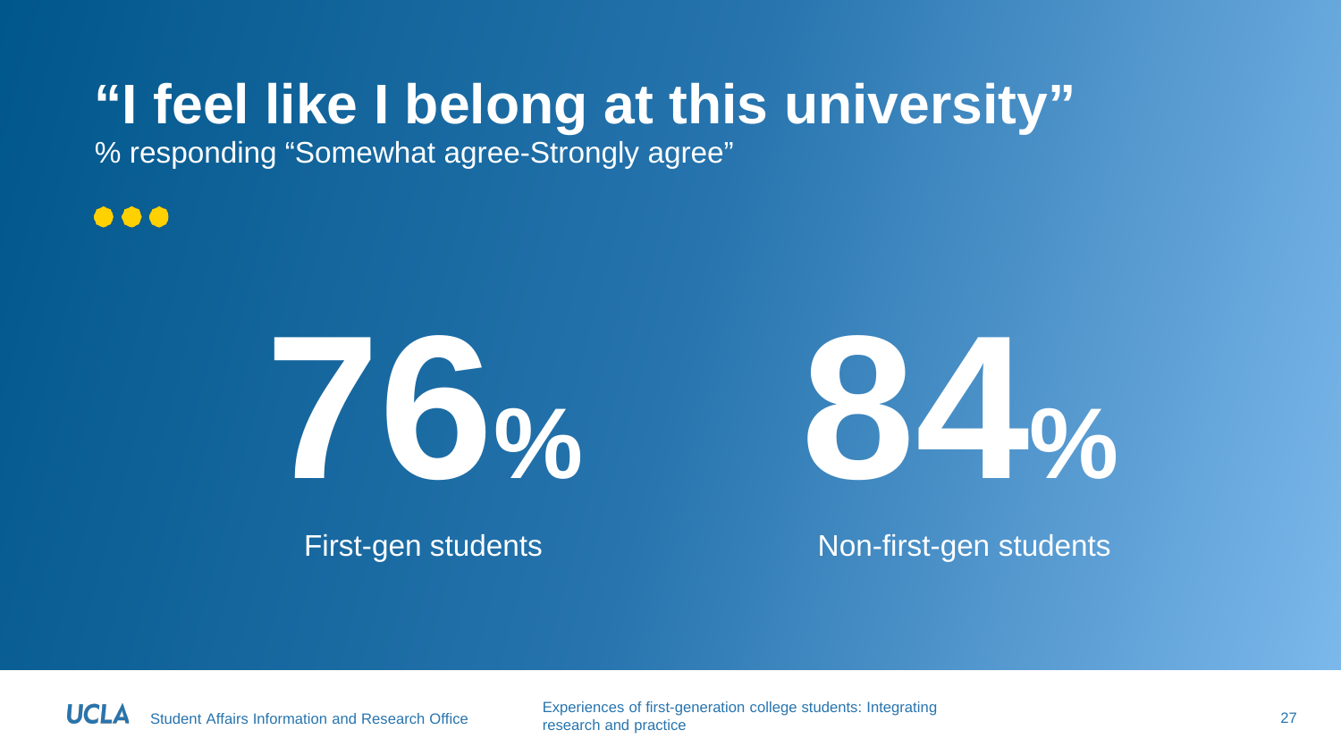# "I feel like I belong at this university"

% responding "Somewhat agree-Strongly agree"

**76%**

First-gen students

**84%**

Non-first-gen students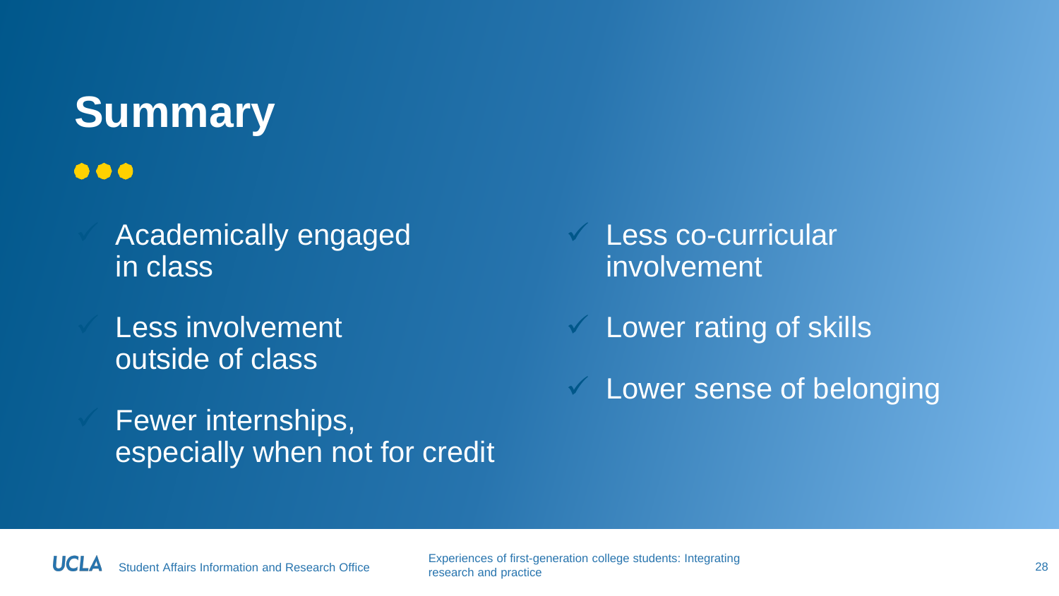# Summary

- ✓ Academically engaged in class
- ✓ Less involvement outside of class
- ✓ Fewer internships, especially when not for credit
- ✓ Less co-curricular involvement
- ✓ Lower rating of skills
- ✓ Lower sense of belonging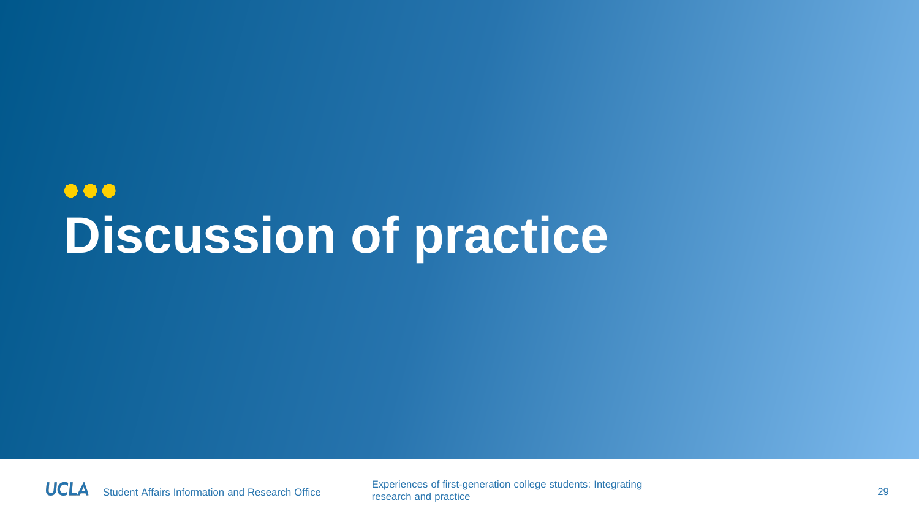# Discussion of practice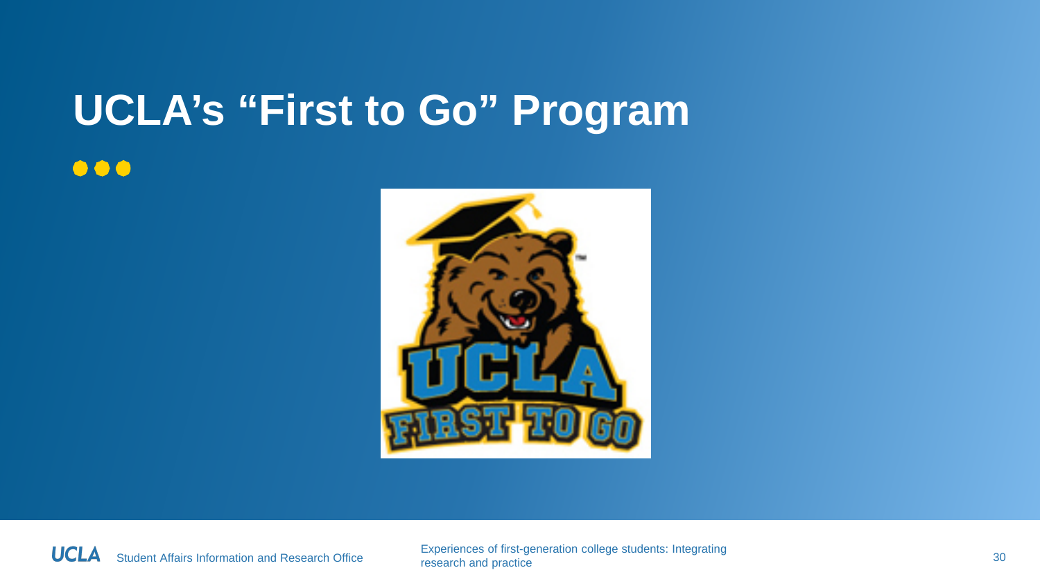# UCLA's "First to Go" Program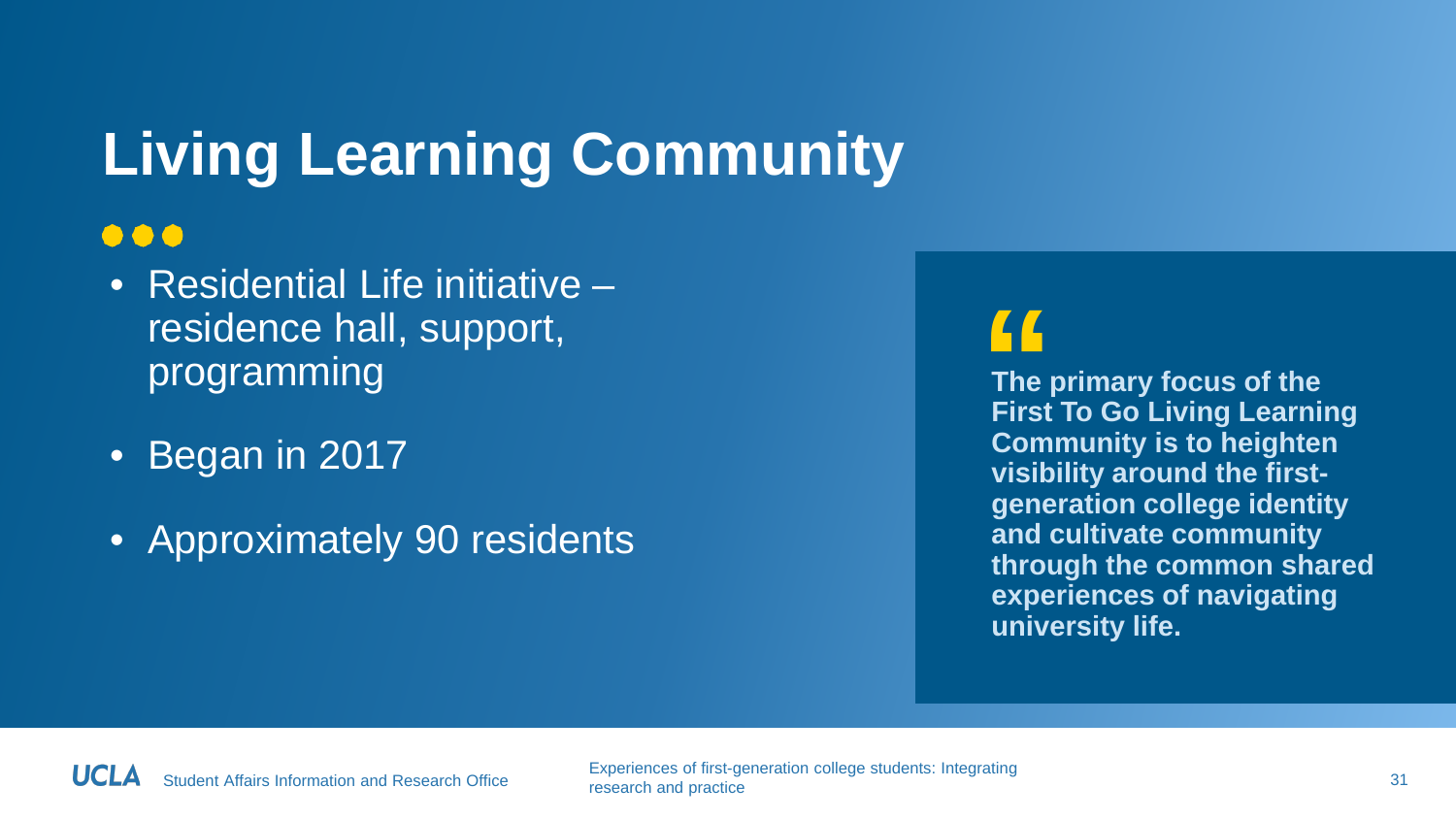# Living Learning Community

- Residential Life initiative – residence hall, support, programming
- Began in 2017
- Approximately 90 residents

> **The primary focus of the First To Go Living Learning Community is to heighten visibility around the first-generation college identity and cultivate community through the common shared experiences of navigating university life.**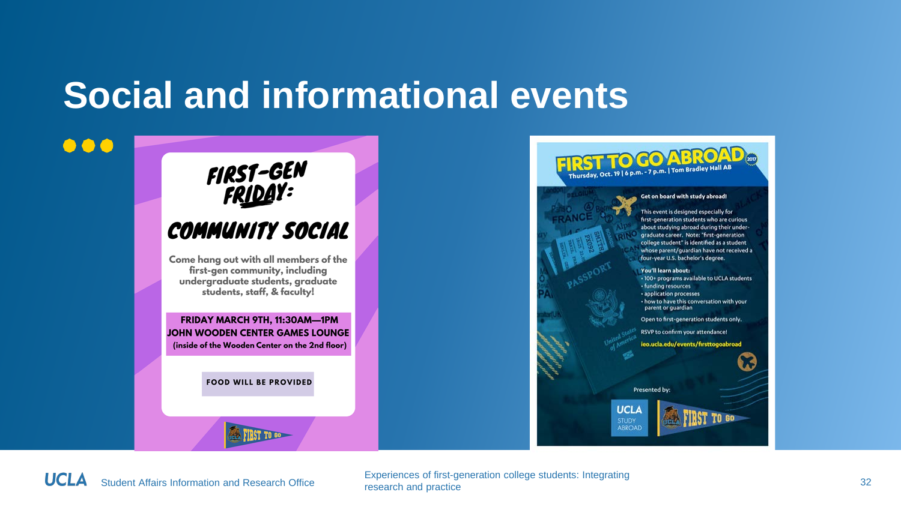# Social and informational events

## FIRST-GEN FRIDAY: COMMUNITY SOCIAL

Come hang out with all members of the first-gen community, including undergraduate students, graduate students, staff, & faculty!

**FRIDAY MARCH 9TH, 11:30AM—1PM**
**JOHN WOODEN CENTER GAMES LOUNGE**
(inside of the Wooden Center on the 2nd floor)

**FOOD WILL BE PROVIDED**

FIRST TO GO

## FIRST TO GO ABROAD 2017

Thursday, Oct. 19 | 6 p.m. - 7 p.m. | Tom Bradley Hall AB

**Get on board with study abroad!**

This event is designed especially for first-generation students who are curious about studying abroad during their undergraduate career. Note: "first-generation college student" is identified as a student whose parent/guardian have not received a four-year U.S. bachelor's degree.

**You'll learn about:**

- 100+ programs available to UCLA students
- funding resources
- application processes
- how to have this conversation with your parent or guardian

Open to first-generation students only.

RSVP to confirm your attendance!

ieo.ucla.edu/events/firsttogoabroad

Presented by: UCLA STUDY ABROAD | FIRST TO GO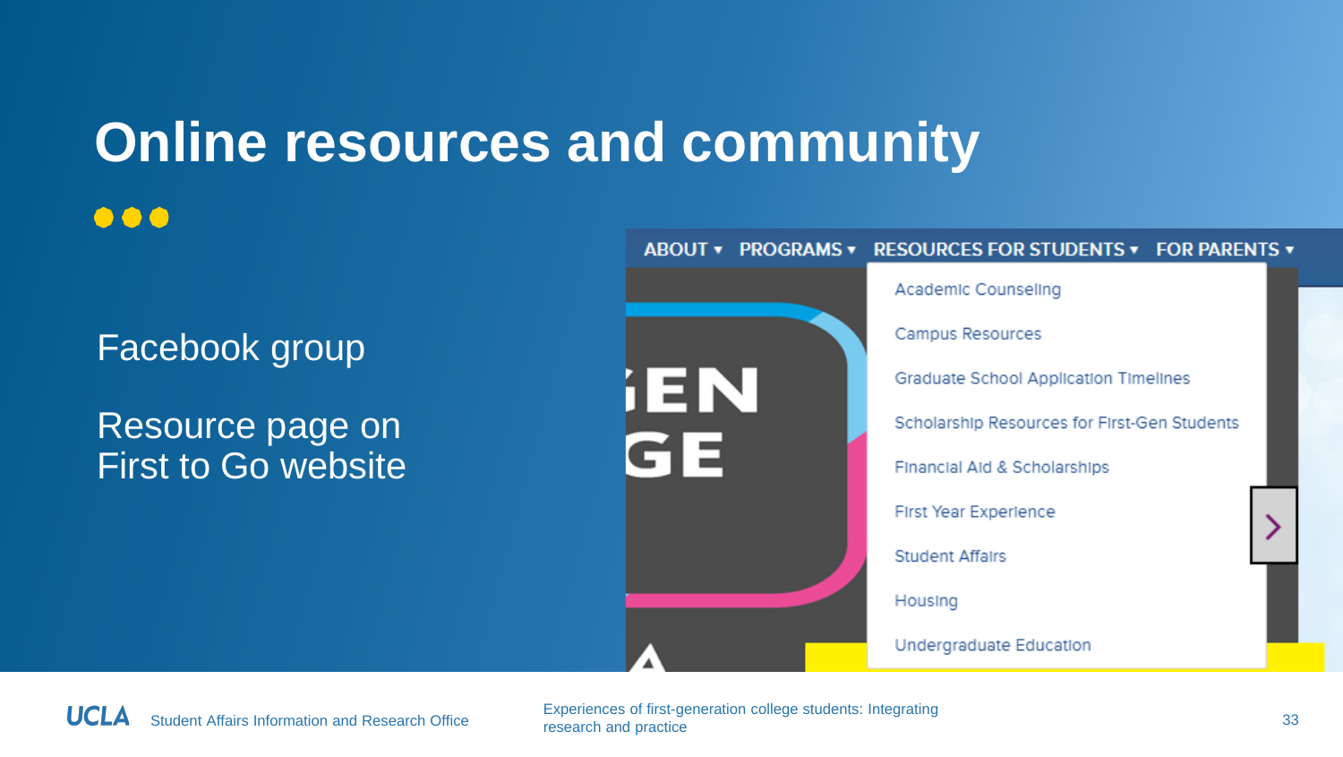# Online resources and community

Facebook group

Resource page on First to Go website

ABOUT ▾ PROGRAMS ▾ RESOURCES FOR STUDENTS ▾ FOR PARENTS ▾

- Academic Counseling
- Campus Resources
- Graduate School Application Timelines
- Scholarship Resources for First-Gen Students
- Financial Aid & Scholarships
- First Year Experience
- Student Affairs
- Housing
- Undergraduate Education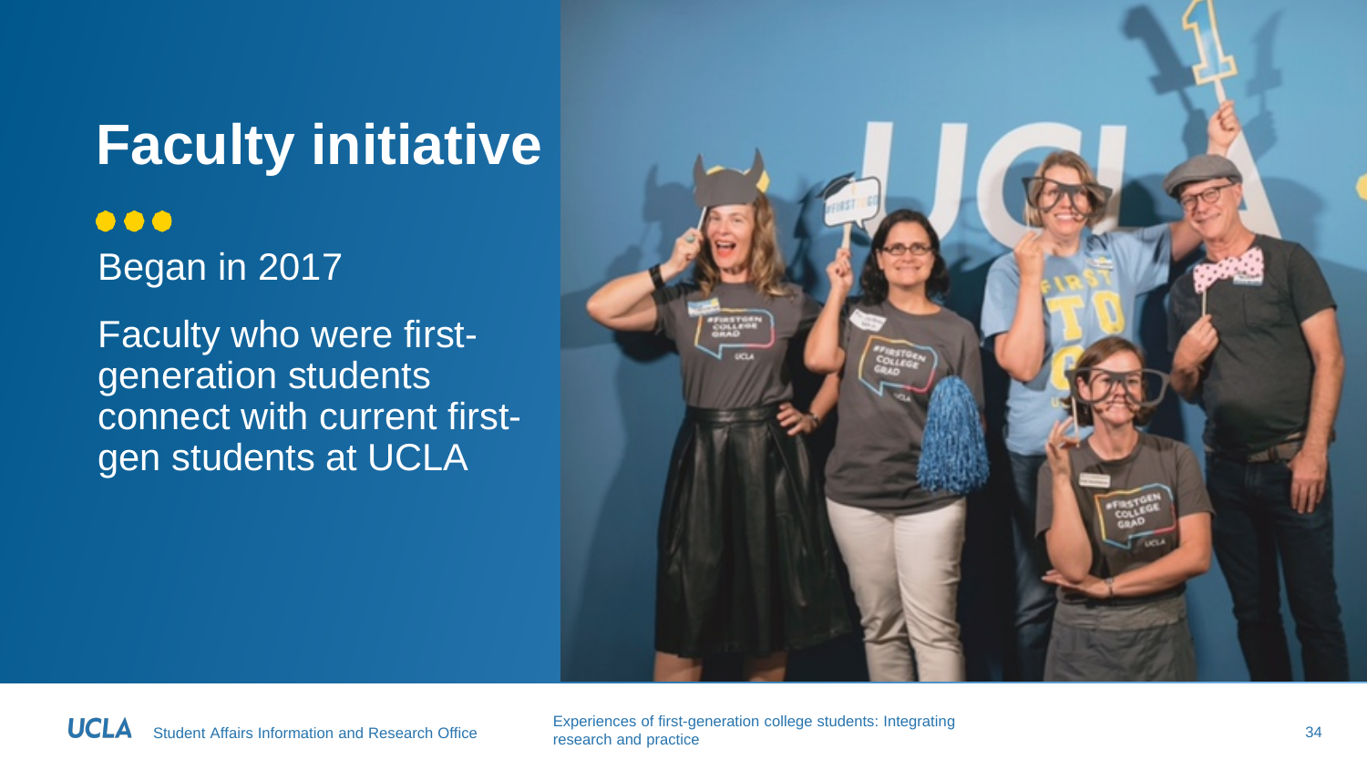# Faculty initiative

Began in 2017

Faculty who were first-generation students connect with current first-gen students at UCLA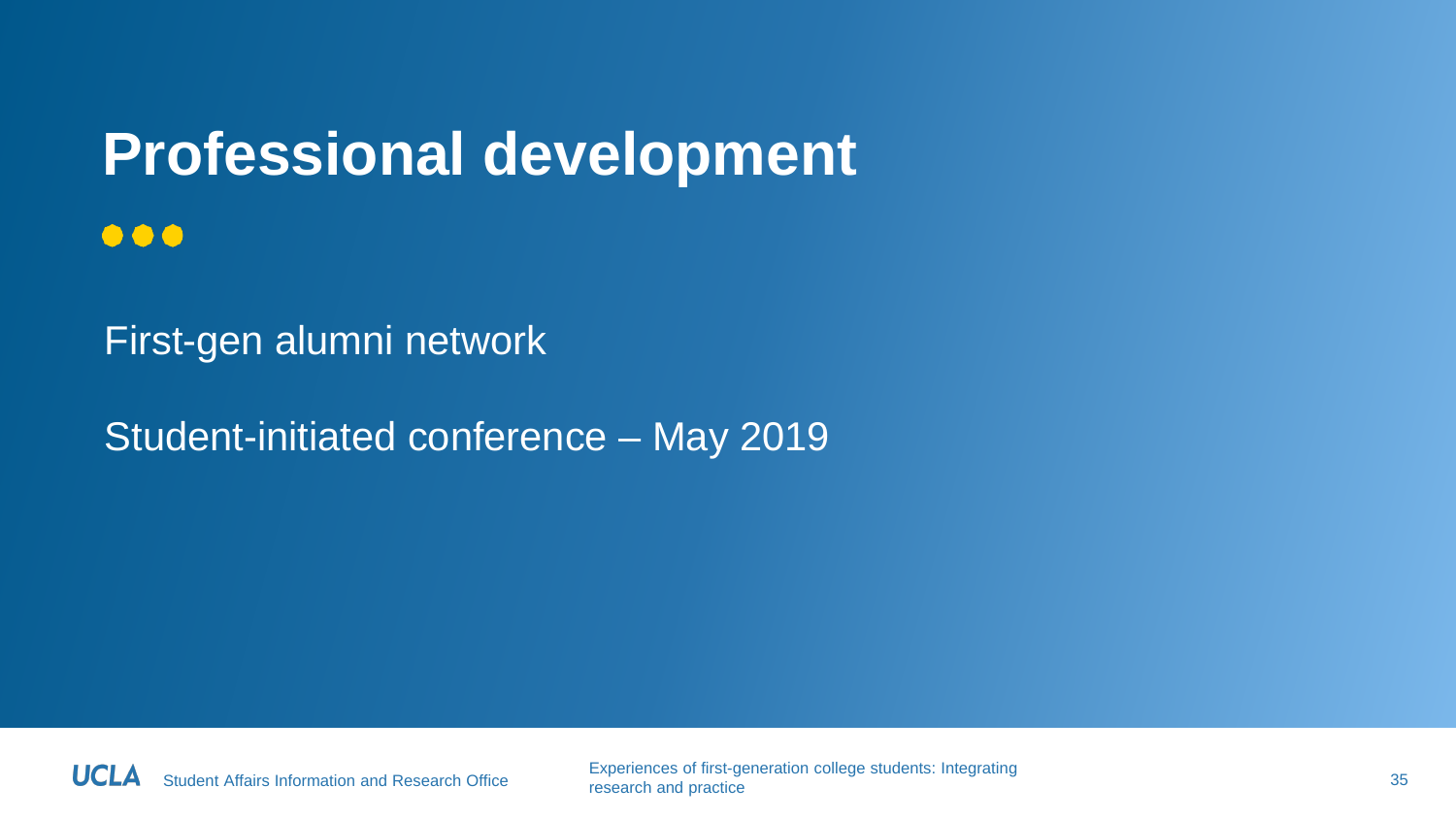# Professional development

First-gen alumni network

Student-initiated conference – May 2019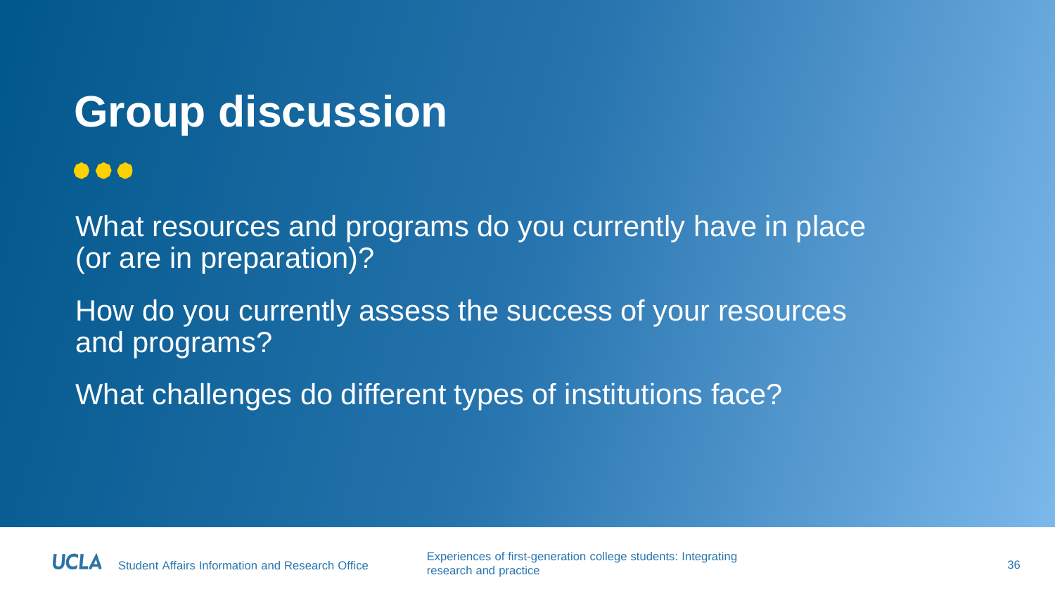# Group discussion

What resources and programs do you currently have in place (or are in preparation)?

How do you currently assess the success of your resources and programs?

What challenges do different types of institutions face?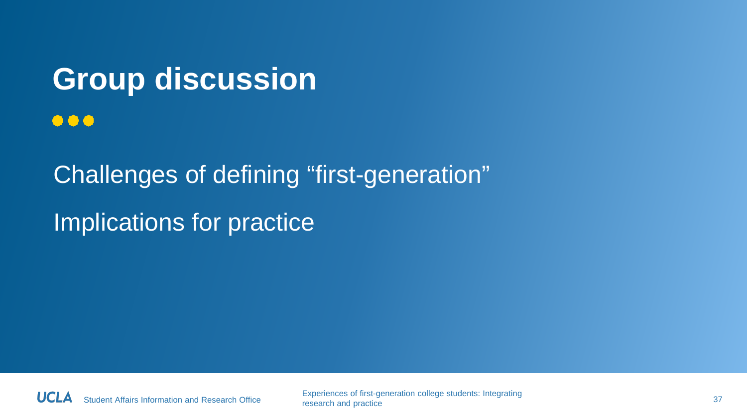# Group discussion

Challenges of defining “first-generation”

Implications for practice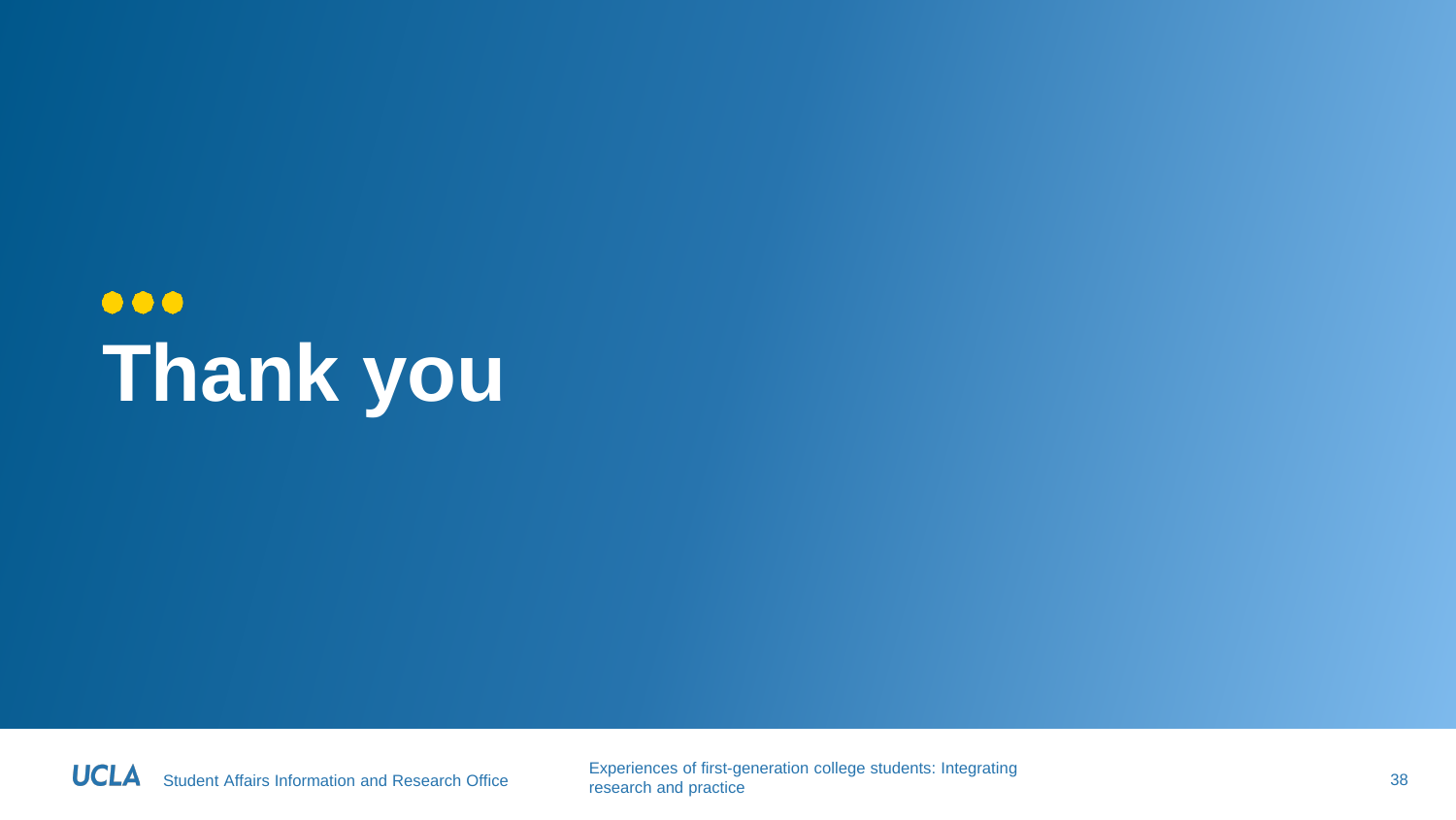# Thank you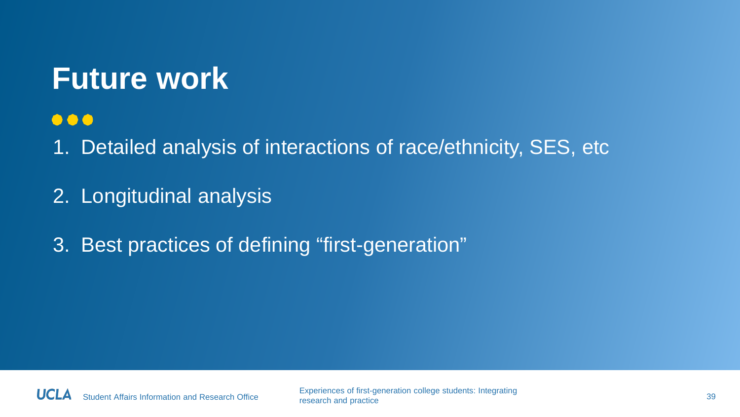# Future work

1. Detailed analysis of interactions of race/ethnicity, SES, etc
2. Longitudinal analysis
3. Best practices of defining “first-generation”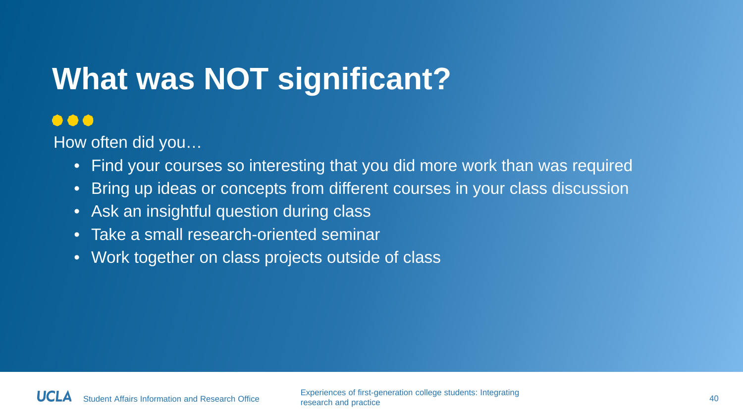# What was NOT significant?

How often did you…

- Find your courses so interesting that you did more work than was required
- Bring up ideas or concepts from different courses in your class discussion
- Ask an insightful question during class
- Take a small research-oriented seminar
- Work together on class projects outside of class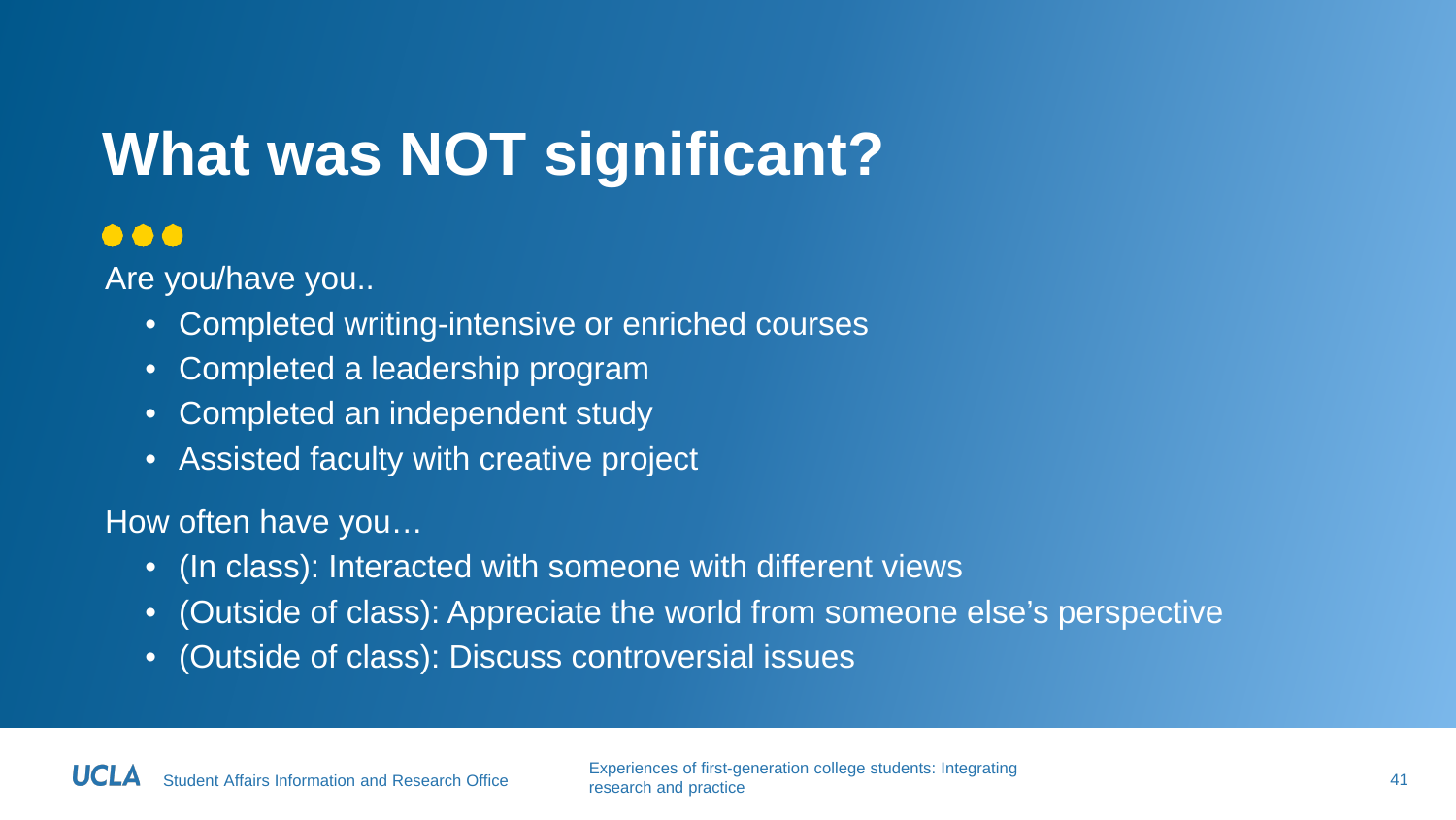# What was NOT significant?

Are you/have you..

- Completed writing-intensive or enriched courses
- Completed a leadership program
- Completed an independent study
- Assisted faculty with creative project

How often have you…

- (In class): Interacted with someone with different views
- (Outside of class): Appreciate the world from someone else's perspective
- (Outside of class): Discuss controversial issues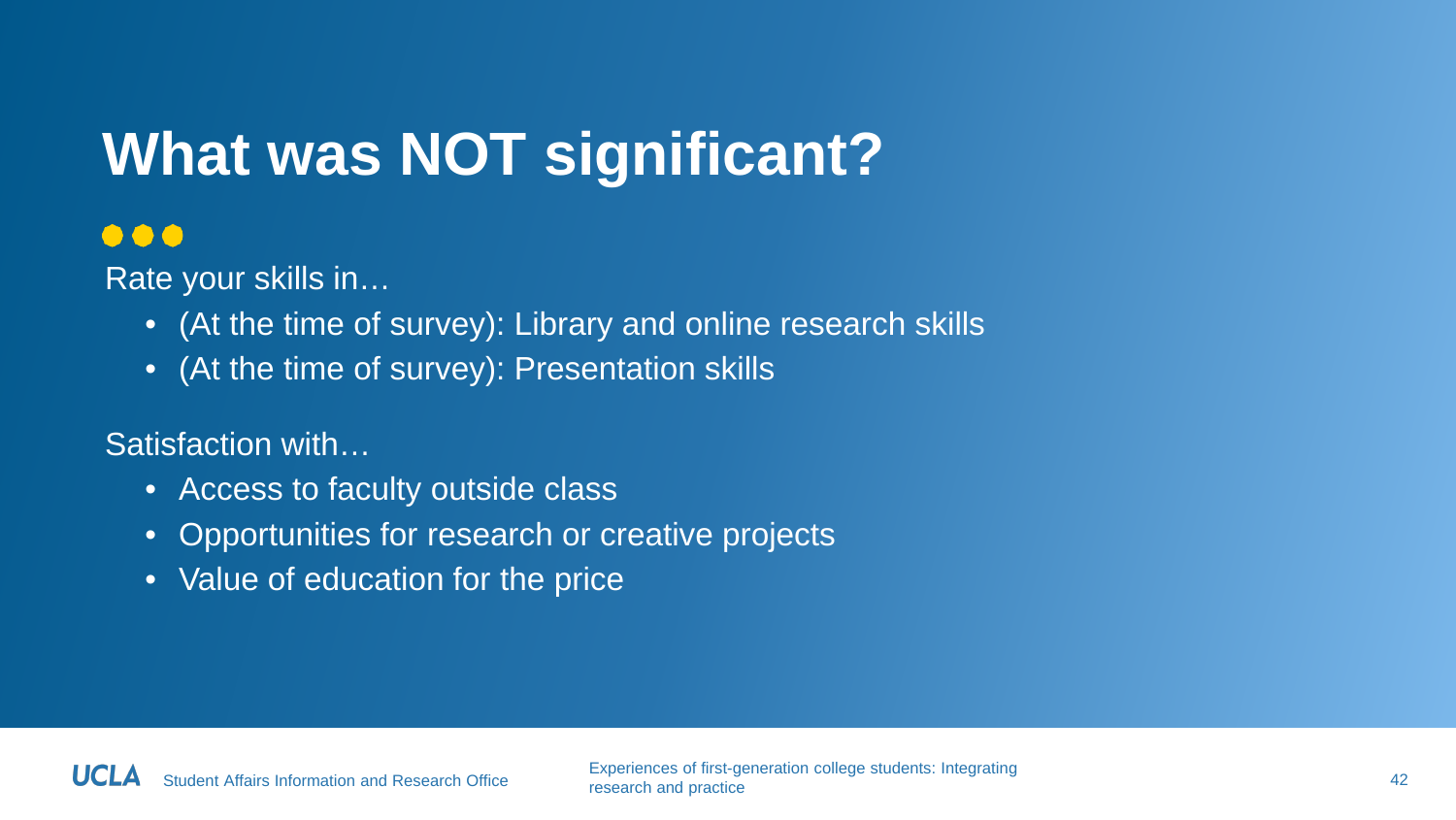# What was NOT significant?

Rate your skills in…

- (At the time of survey): Library and online research skills
- (At the time of survey): Presentation skills

Satisfaction with…

- Access to faculty outside class
- Opportunities for research or creative projects
- Value of education for the price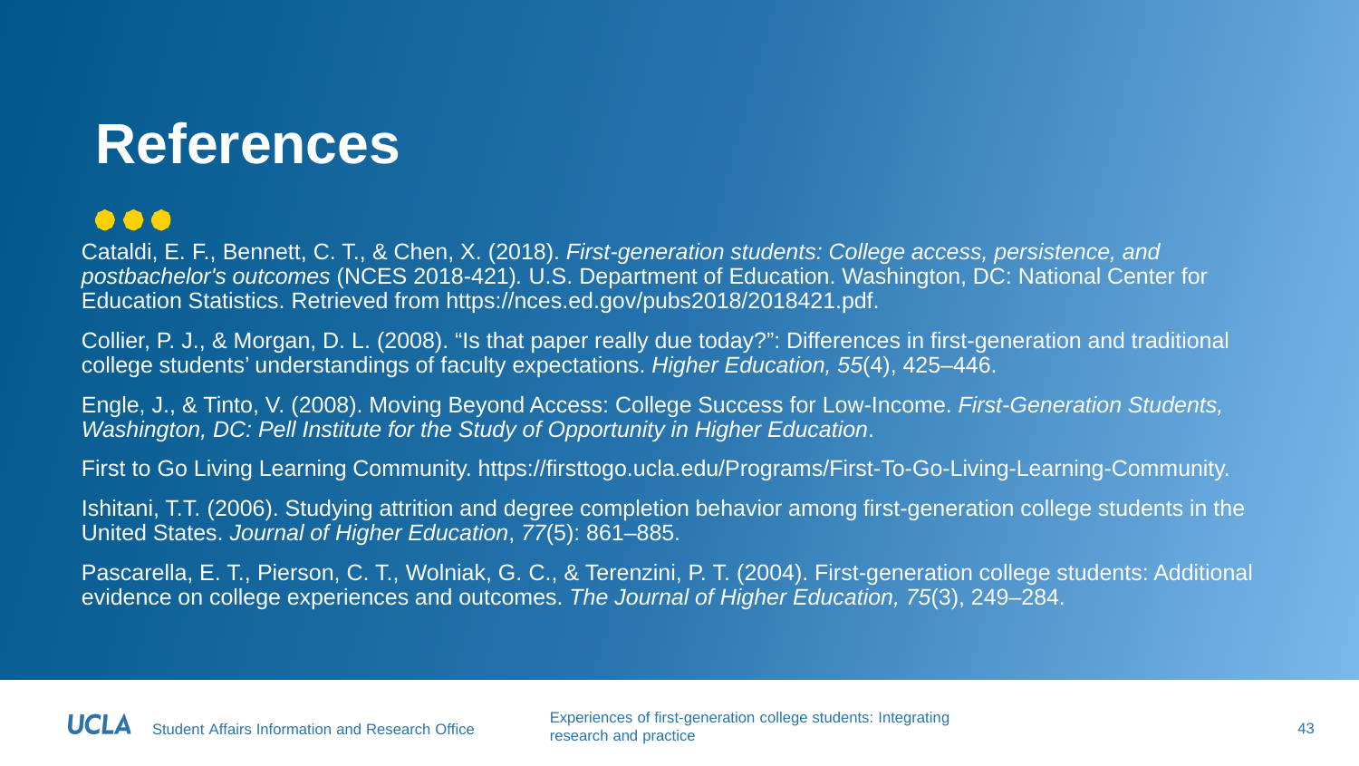# References

Cataldi, E. F., Bennett, C. T., & Chen, X. (2018). *First-generation students: College access, persistence, and postbachelor's outcomes* (NCES 2018-421). U.S. Department of Education. Washington, DC: National Center for Education Statistics. Retrieved from https://nces.ed.gov/pubs2018/2018421.pdf.

Collier, P. J., & Morgan, D. L. (2008). "Is that paper really due today?": Differences in first-generation and traditional college students' understandings of faculty expectations. *Higher Education, 55*(4), 425–446.

Engle, J., & Tinto, V. (2008). Moving Beyond Access: College Success for Low-Income. *First-Generation Students, Washington, DC: Pell Institute for the Study of Opportunity in Higher Education*.

First to Go Living Learning Community. https://firsttogo.ucla.edu/Programs/First-To-Go-Living-Learning-Community.

Ishitani, T.T. (2006). Studying attrition and degree completion behavior among first-generation college students in the United States. *Journal of Higher Education*, *77*(5): 861–885.

Pascarella, E. T., Pierson, C. T., Wolniak, G. C., & Terenzini, P. T. (2004). First-generation college students: Additional evidence on college experiences and outcomes. *The Journal of Higher Education, 75*(3), 249–284.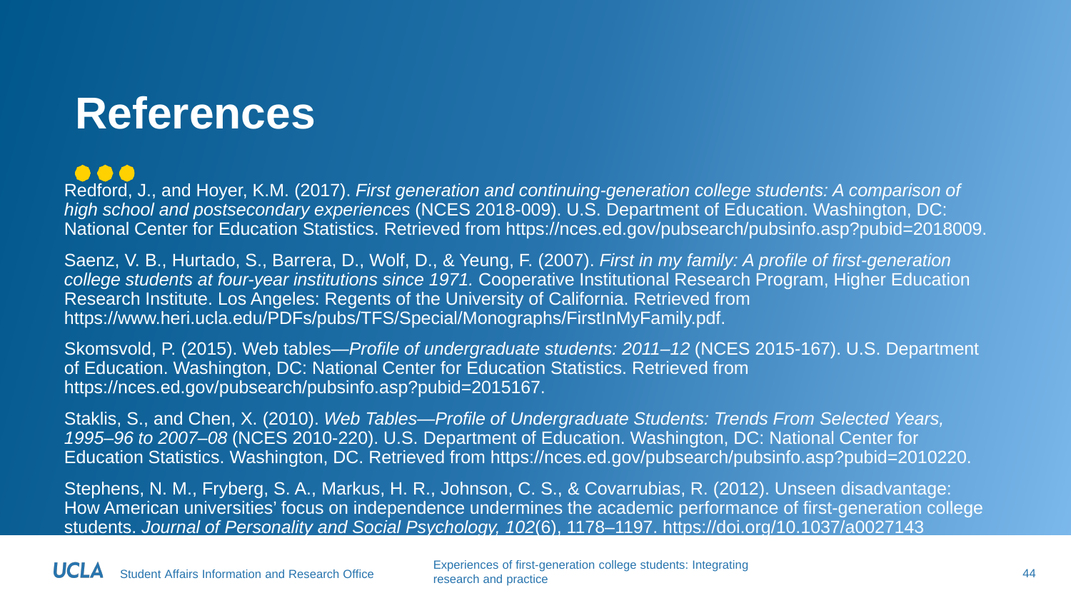# References

Redford, J., and Hoyer, K.M. (2017). *First generation and continuing-generation college students: A comparison of high school and postsecondary experiences* (NCES 2018-009). U.S. Department of Education. Washington, DC: National Center for Education Statistics. Retrieved from https://nces.ed.gov/pubsearch/pubsinfo.asp?pubid=2018009.

Saenz, V. B., Hurtado, S., Barrera, D., Wolf, D., & Yeung, F. (2007). *First in my family: A profile of first-generation college students at four-year institutions since 1971.* Cooperative Institutional Research Program, Higher Education Research Institute. Los Angeles: Regents of the University of California. Retrieved from https://www.heri.ucla.edu/PDFs/pubs/TFS/Special/Monographs/FirstInMyFamily.pdf.

Skomsvold, P. (2015). Web tables—*Profile of undergraduate students: 2011–12* (NCES 2015-167). U.S. Department of Education. Washington, DC: National Center for Education Statistics. Retrieved from https://nces.ed.gov/pubsearch/pubsinfo.asp?pubid=2015167.

Staklis, S., and Chen, X. (2010). *Web Tables—Profile of Undergraduate Students: Trends From Selected Years, 1995–96 to 2007–08* (NCES 2010-220). U.S. Department of Education. Washington, DC: National Center for Education Statistics. Washington, DC. Retrieved from https://nces.ed.gov/pubsearch/pubsinfo.asp?pubid=2010220.

Stephens, N. M., Fryberg, S. A., Markus, H. R., Johnson, C. S., & Covarrubias, R. (2012). Unseen disadvantage: How American universities' focus on independence undermines the academic performance of first-generation college students. *Journal of Personality and Social Psychology, 102*(6), 1178–1197. https://doi.org/10.1037/a0027143